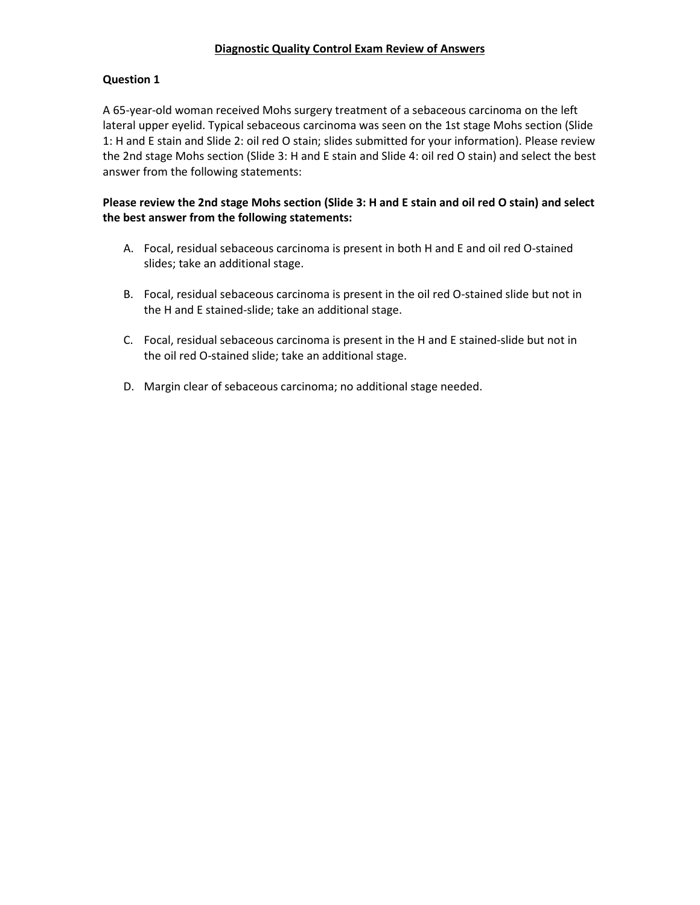# Diagnostic Quality Control Exam Review of Answers

## Question 1

A 65-year-old woman received Mohs surgery treatment of a sebaceous carcinoma on the left lateral upper eyelid. Typical sebaceous carcinoma was seen on the 1st stage Mohs section (Slide 1: H and E stain and Slide 2: oil red O stain; slides submitted for your information). Please review the 2nd stage Mohs section (Slide 3: H and E stain and Slide 4: oil red O stain) and select the best answer from the following statements:

**Please review the 2nd stage Mohs section (Slide 3: H and E stain and oil red O stain) and select the best answer from the following statements:**

A. Focal, residual sebaceous carcinoma is present in both H and E and oil red O-stained slides; take an additional stage.

B. Focal, residual sebaceous carcinoma is present in the oil red O-stained slide but not in the H and E stained-slide; take an additional stage.

C. Focal, residual sebaceous carcinoma is present in the H and E stained-slide but not in the oil red O-stained slide; take an additional stage.

D. Margin clear of sebaceous carcinoma; no additional stage needed.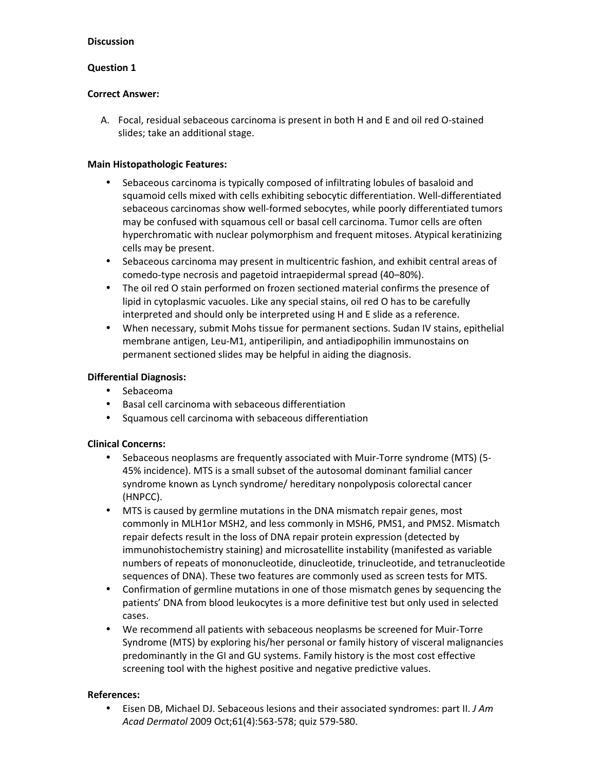**Discussion**

**Question 1**

**Correct Answer:**

A. Focal, residual sebaceous carcinoma is present in both H and E and oil red O-stained slides; take an additional stage.

**Main Histopathologic Features:**

- Sebaceous carcinoma is typically composed of infiltrating lobules of basaloid and squamoid cells mixed with cells exhibiting sebocytic differentiation. Well-differentiated sebaceous carcinomas show well-formed sebocytes, while poorly differentiated tumors may be confused with squamous cell or basal cell carcinoma. Tumor cells are often hyperchromatic with nuclear polymorphism and frequent mitoses. Atypical keratinizing cells may be present.
- Sebaceous carcinoma may present in multicentric fashion, and exhibit central areas of comedo-type necrosis and pagetoid intraepidermal spread (40–80%).
- The oil red O stain performed on frozen sectioned material confirms the presence of lipid in cytoplasmic vacuoles. Like any special stains, oil red O has to be carefully interpreted and should only be interpreted using H and E slide as a reference.
- When necessary, submit Mohs tissue for permanent sections. Sudan IV stains, epithelial membrane antigen, Leu-M1, antiperilipin, and antiadipophilin immunostains on permanent sectioned slides may be helpful in aiding the diagnosis.

**Differential Diagnosis:**

- Sebaceoma
- Basal cell carcinoma with sebaceous differentiation
- Squamous cell carcinoma with sebaceous differentiation

**Clinical Concerns:**

- Sebaceous neoplasms are frequently associated with Muir-Torre syndrome (MTS) (5-45% incidence). MTS is a small subset of the autosomal dominant familial cancer syndrome known as Lynch syndrome/ hereditary nonpolyposis colorectal cancer (HNPCC).
- MTS is caused by germline mutations in the DNA mismatch repair genes, most commonly in MLH1or MSH2, and less commonly in MSH6, PMS1, and PMS2. Mismatch repair defects result in the loss of DNA repair protein expression (detected by immunohistochemistry staining) and microsatellite instability (manifested as variable numbers of repeats of mononucleotide, dinucleotide, trinucleotide, and tetranucleotide sequences of DNA). These two features are commonly used as screen tests for MTS.
- Confirmation of germline mutations in one of those mismatch genes by sequencing the patients' DNA from blood leukocytes is a more definitive test but only used in selected cases.
- We recommend all patients with sebaceous neoplasms be screened for Muir-Torre Syndrome (MTS) by exploring his/her personal or family history of visceral malignancies predominantly in the GI and GU systems. Family history is the most cost effective screening tool with the highest positive and negative predictive values.

**References:**

- Eisen DB, Michael DJ. Sebaceous lesions and their associated syndromes: part II. *J Am Acad Dermatol* 2009 Oct;61(4):563-578; quiz 579-580.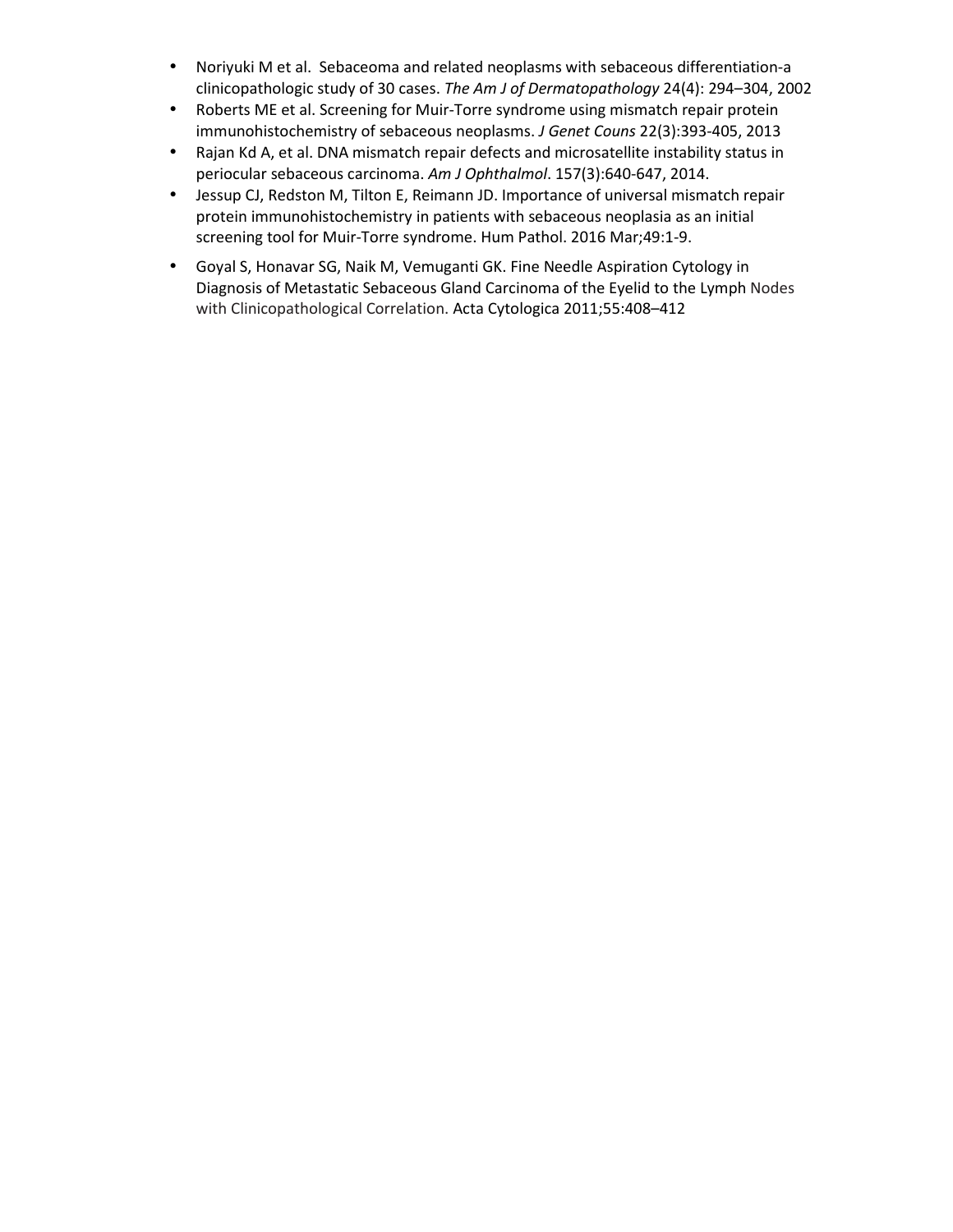- Noriyuki M et al.  Sebaceoma and related neoplasms with sebaceous differentiation-a clinicopathologic study of 30 cases. *The Am J of Dermatopathology* 24(4): 294–304, 2002
- Roberts ME et al. Screening for Muir-Torre syndrome using mismatch repair protein immunohistochemistry of sebaceous neoplasms. *J Genet Couns* 22(3):393-405, 2013
- Rajan Kd A, et al. DNA mismatch repair defects and microsatellite instability status in periocular sebaceous carcinoma. *Am J Ophthalmol*. 157(3):640-647, 2014.
- Jessup CJ, Redston M, Tilton E, Reimann JD. Importance of universal mismatch repair protein immunohistochemistry in patients with sebaceous neoplasia as an initial screening tool for Muir-Torre syndrome. Hum Pathol. 2016 Mar;49:1-9.
- Goyal S, Honavar SG, Naik M, Vemuganti GK. Fine Needle Aspiration Cytology in Diagnosis of Metastatic Sebaceous Gland Carcinoma of the Eyelid to the Lymph Nodes with Clinicopathological Correlation. Acta Cytologica 2011;55:408–412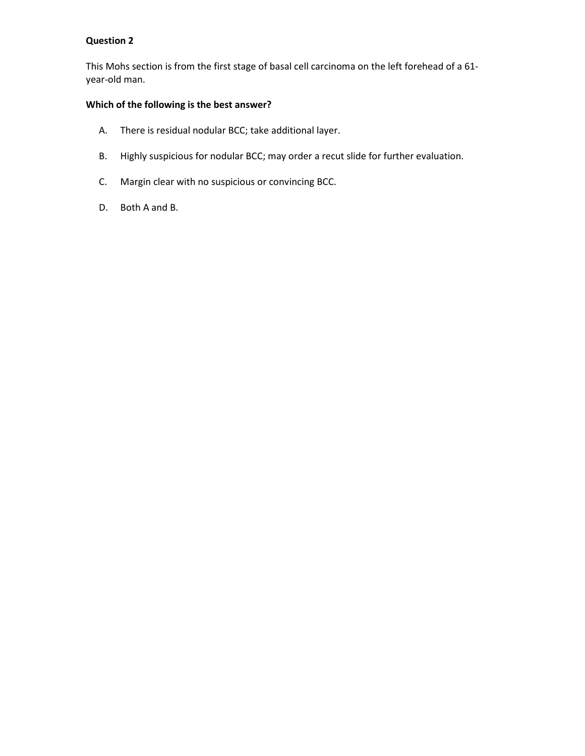**Question 2**

This Mohs section is from the first stage of basal cell carcinoma on the left forehead of a 61-year-old man.

**Which of the following is the best answer?**

A. There is residual nodular BCC; take additional layer.

B. Highly suspicious for nodular BCC; may order a recut slide for further evaluation.

C. Margin clear with no suspicious or convincing BCC.

D. Both A and B.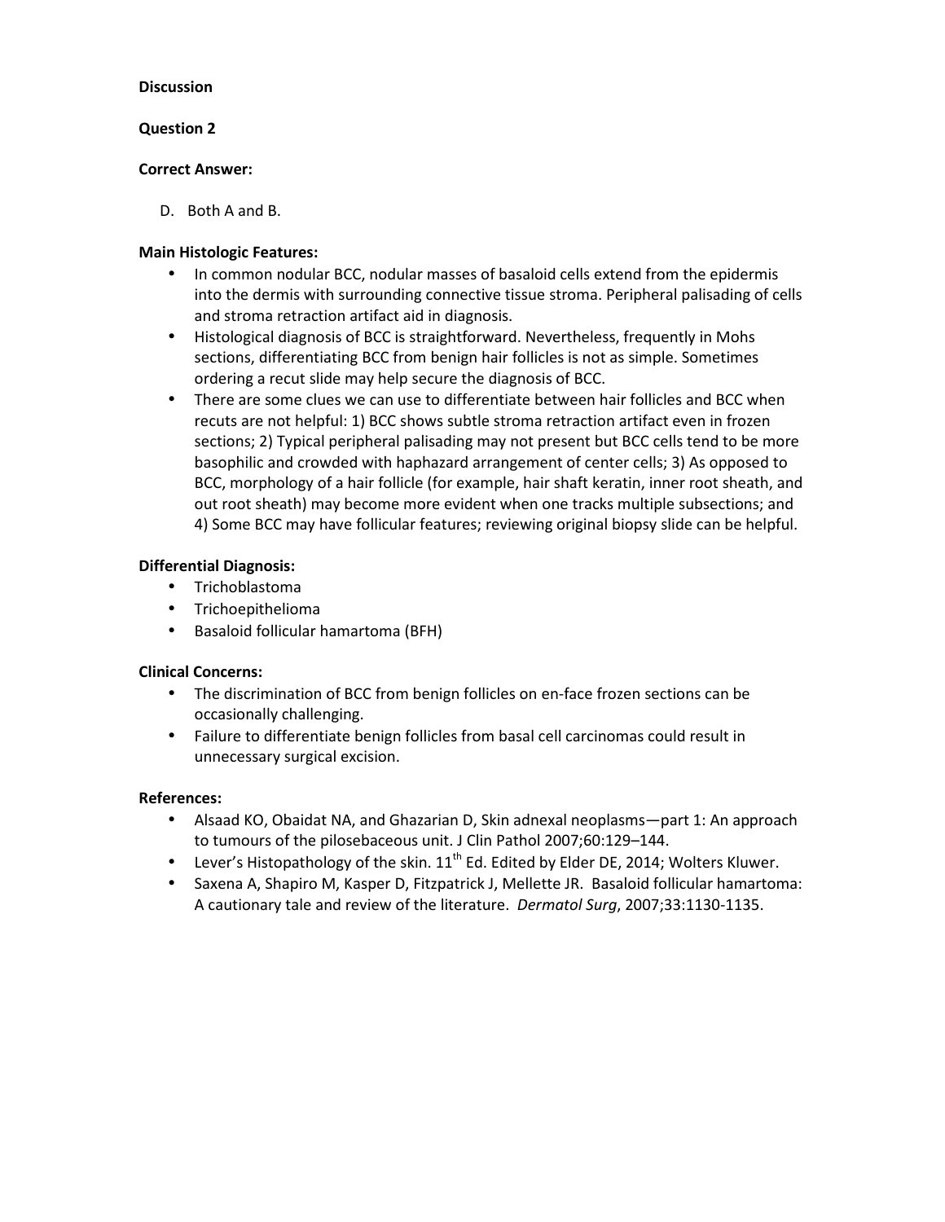**Discussion**

**Question 2**

**Correct Answer:**

D. Both A and B.

**Main Histologic Features:**

- In common nodular BCC, nodular masses of basaloid cells extend from the epidermis into the dermis with surrounding connective tissue stroma. Peripheral palisading of cells and stroma retraction artifact aid in diagnosis.
- Histological diagnosis of BCC is straightforward. Nevertheless, frequently in Mohs sections, differentiating BCC from benign hair follicles is not as simple. Sometimes ordering a recut slide may help secure the diagnosis of BCC.
- There are some clues we can use to differentiate between hair follicles and BCC when recuts are not helpful: 1) BCC shows subtle stroma retraction artifact even in frozen sections; 2) Typical peripheral palisading may not present but BCC cells tend to be more basophilic and crowded with haphazard arrangement of center cells; 3) As opposed to BCC, morphology of a hair follicle (for example, hair shaft keratin, inner root sheath, and out root sheath) may become more evident when one tracks multiple subsections; and 4) Some BCC may have follicular features; reviewing original biopsy slide can be helpful.

**Differential Diagnosis:**

- Trichoblastoma
- Trichoepithelioma
- Basaloid follicular hamartoma (BFH)

**Clinical Concerns:**

- The discrimination of BCC from benign follicles on en-face frozen sections can be occasionally challenging.
- Failure to differentiate benign follicles from basal cell carcinomas could result in unnecessary surgical excision.

**References:**

- Alsaad KO, Obaidat NA, and Ghazarian D, Skin adnexal neoplasms—part 1: An approach to tumours of the pilosebaceous unit. J Clin Pathol 2007;60:129–144.
- Lever's Histopathology of the skin. 11th Ed. Edited by Elder DE, 2014; Wolters Kluwer.
- Saxena A, Shapiro M, Kasper D, Fitzpatrick J, Mellette JR. Basaloid follicular hamartoma: A cautionary tale and review of the literature. *Dermatol Surg*, 2007;33:1130-1135.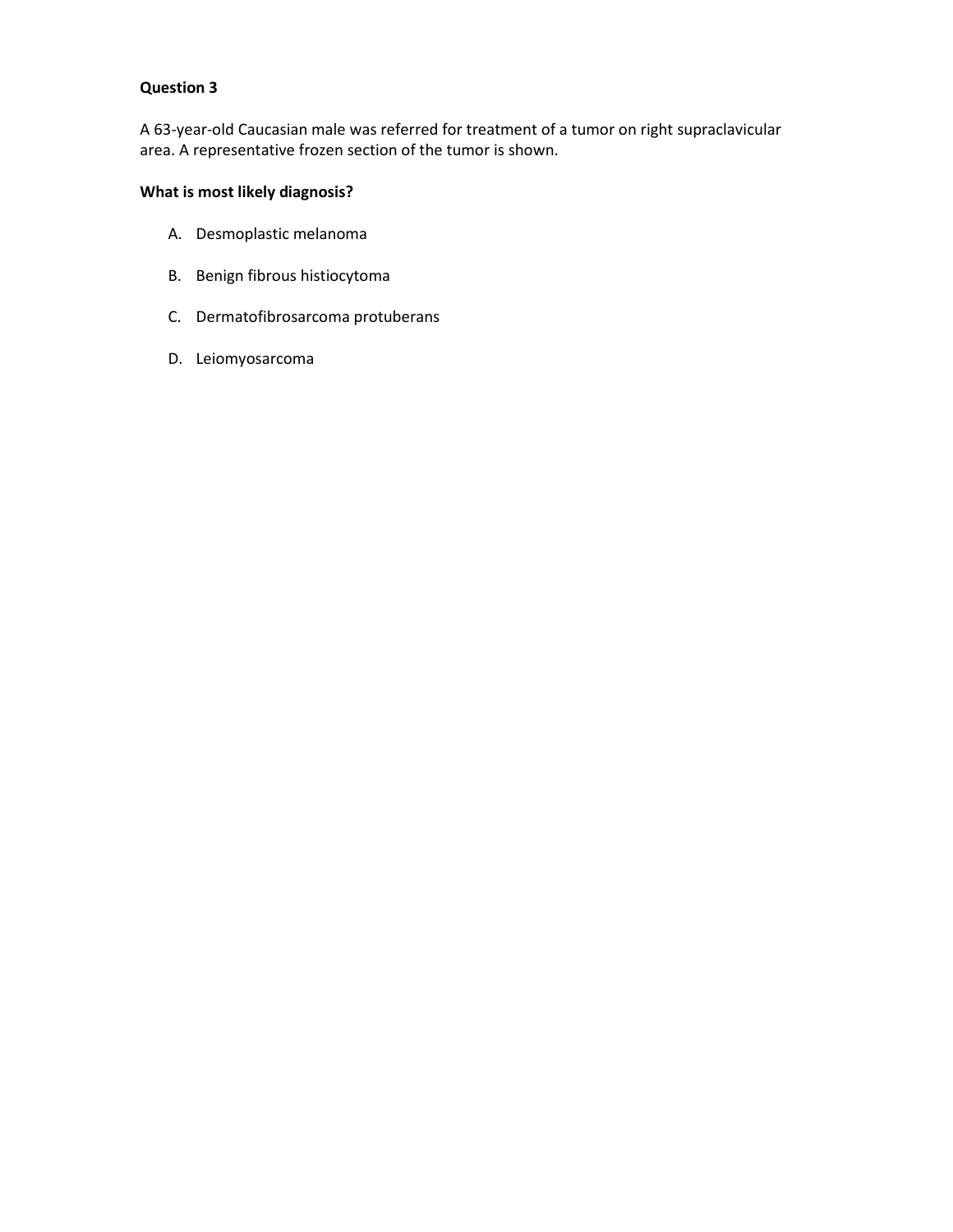**Question 3**

A 63-year-old Caucasian male was referred for treatment of a tumor on right supraclavicular area. A representative frozen section of the tumor is shown.

**What is most likely diagnosis?**

A. Desmoplastic melanoma

B. Benign fibrous histiocytoma

C. Dermatofibrosarcoma protuberans

D. Leiomyosarcoma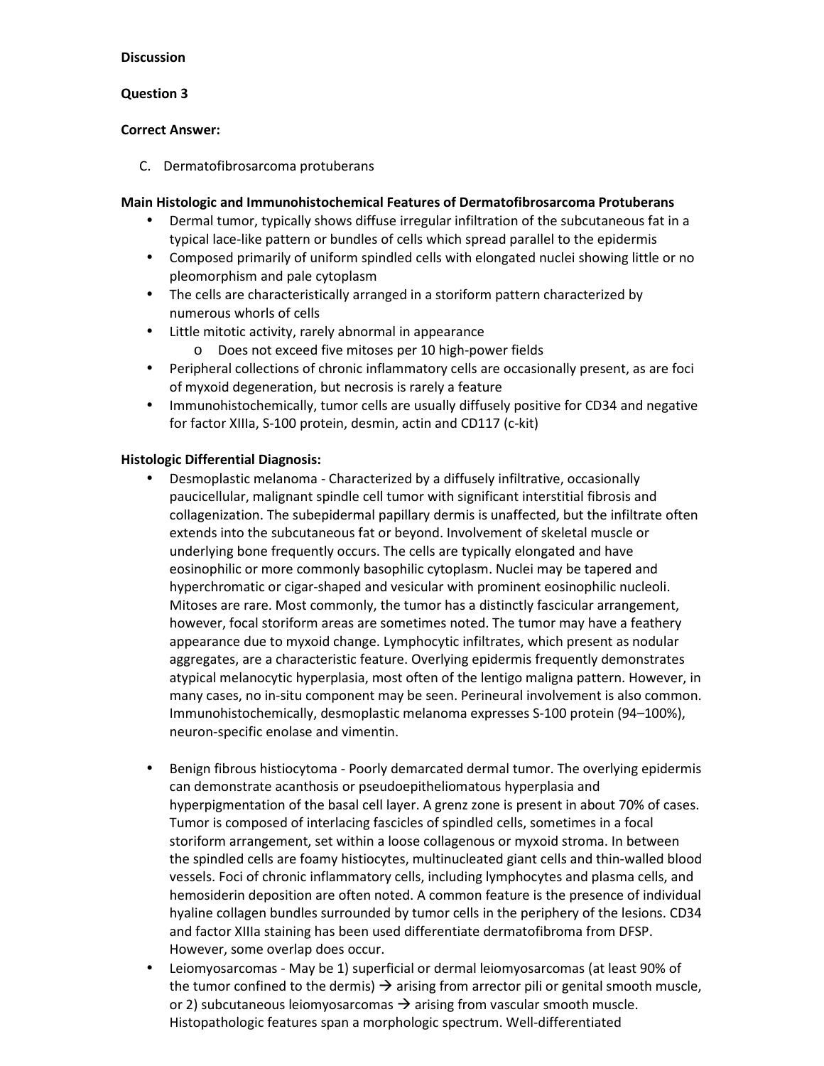**Discussion**

**Question 3**

**Correct Answer:**

C. Dermatofibrosarcoma protuberans

**Main Histologic and Immunohistochemical Features of Dermatofibrosarcoma Protuberans**

- Dermal tumor, typically shows diffuse irregular infiltration of the subcutaneous fat in a typical lace-like pattern or bundles of cells which spread parallel to the epidermis
- Composed primarily of uniform spindled cells with elongated nuclei showing little or no pleomorphism and pale cytoplasm
- The cells are characteristically arranged in a storiform pattern characterized by numerous whorls of cells
- Little mitotic activity, rarely abnormal in appearance
    - Does not exceed five mitoses per 10 high-power fields
- Peripheral collections of chronic inflammatory cells are occasionally present, as are foci of myxoid degeneration, but necrosis is rarely a feature
- Immunohistochemically, tumor cells are usually diffusely positive for CD34 and negative for factor XIIIa, S-100 protein, desmin, actin and CD117 (c-kit)

**Histologic Differential Diagnosis:**

- Desmoplastic melanoma - Characterized by a diffusely infiltrative, occasionally paucicellular, malignant spindle cell tumor with significant interstitial fibrosis and collagenization. The subepidermal papillary dermis is unaffected, but the infiltrate often extends into the subcutaneous fat or beyond. Involvement of skeletal muscle or underlying bone frequently occurs. The cells are typically elongated and have eosinophilic or more commonly basophilic cytoplasm. Nuclei may be tapered and hyperchromatic or cigar-shaped and vesicular with prominent eosinophilic nucleoli. Mitoses are rare. Most commonly, the tumor has a distinctly fascicular arrangement, however, focal storiform areas are sometimes noted. The tumor may have a feathery appearance due to myxoid change. Lymphocytic infiltrates, which present as nodular aggregates, are a characteristic feature. Overlying epidermis frequently demonstrates atypical melanocytic hyperplasia, most often of the lentigo maligna pattern. However, in many cases, no in-situ component may be seen. Perineural involvement is also common. Immunohistochemically, desmoplastic melanoma expresses S-100 protein (94–100%), neuron-specific enolase and vimentin.

- Benign fibrous histiocytoma - Poorly demarcated dermal tumor. The overlying epidermis can demonstrate acanthosis or pseudoepitheliomatous hyperplasia and hyperpigmentation of the basal cell layer. A grenz zone is present in about 70% of cases. Tumor is composed of interlacing fascicles of spindled cells, sometimes in a focal storiform arrangement, set within a loose collagenous or myxoid stroma. In between the spindled cells are foamy histiocytes, multinucleated giant cells and thin-walled blood vessels. Foci of chronic inflammatory cells, including lymphocytes and plasma cells, and hemosiderin deposition are often noted. A common feature is the presence of individual hyaline collagen bundles surrounded by tumor cells in the periphery of the lesions. CD34 and factor XIIIa staining has been used differentiate dermatofibroma from DFSP. However, some overlap does occur.
- Leiomyosarcomas - May be 1) superficial or dermal leiomyosarcomas (at least 90% of the tumor confined to the dermis) → arising from arrector pili or genital smooth muscle, or 2) subcutaneous leiomyosarcomas → arising from vascular smooth muscle. Histopathologic features span a morphologic spectrum. Well-differentiated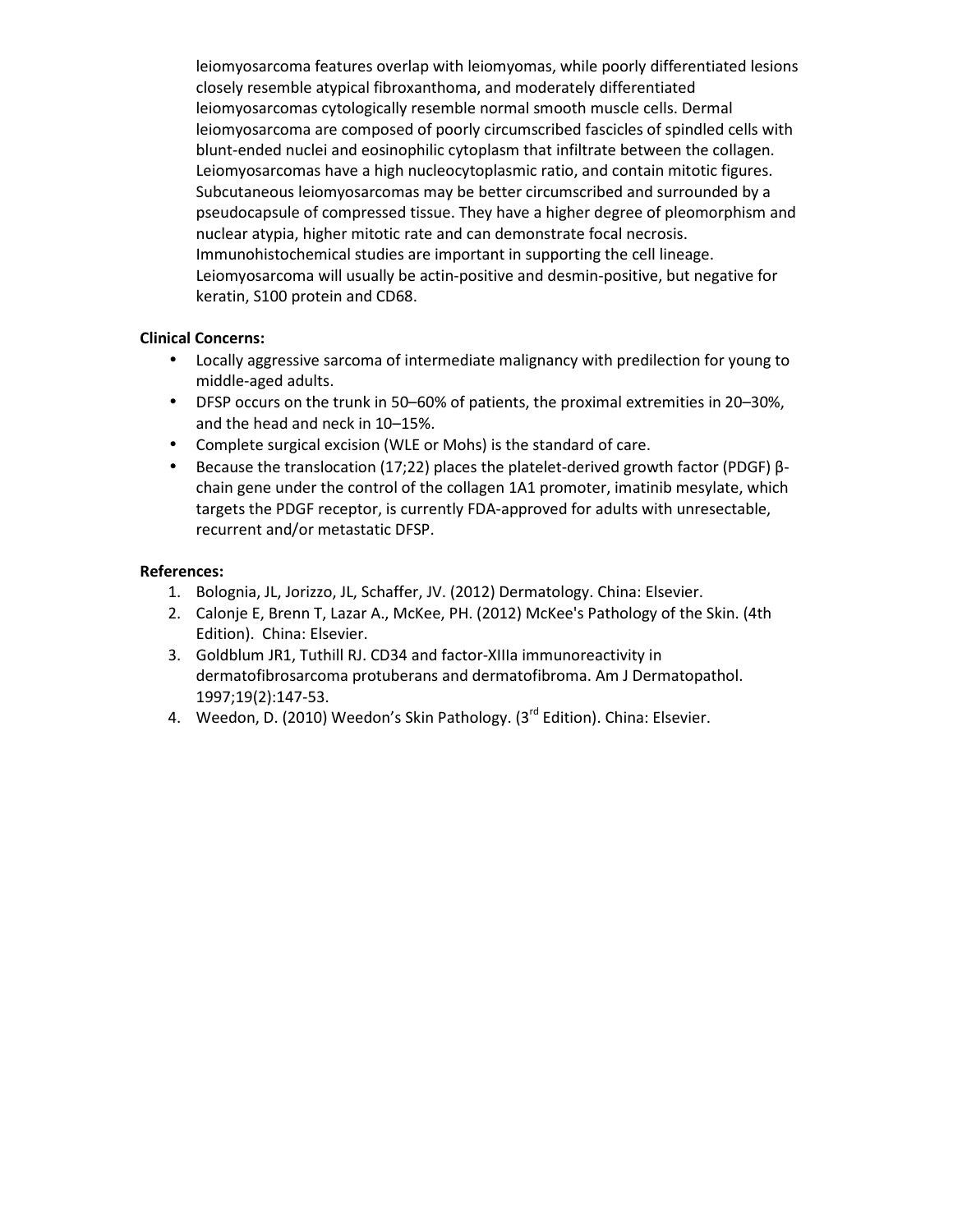leiomyosarcoma features overlap with leiomyomas, while poorly differentiated lesions closely resemble atypical fibroxanthoma, and moderately differentiated leiomyosarcomas cytologically resemble normal smooth muscle cells. Dermal leiomyosarcoma are composed of poorly circumscribed fascicles of spindled cells with blunt-ended nuclei and eosinophilic cytoplasm that infiltrate between the collagen. Leiomyosarcomas have a high nucleocytoplasmic ratio, and contain mitotic figures. Subcutaneous leiomyosarcomas may be better circumscribed and surrounded by a pseudocapsule of compressed tissue. They have a higher degree of pleomorphism and nuclear atypia, higher mitotic rate and can demonstrate focal necrosis. Immunohistochemical studies are important in supporting the cell lineage. Leiomyosarcoma will usually be actin-positive and desmin-positive, but negative for keratin, S100 protein and CD68.

**Clinical Concerns:**

- Locally aggressive sarcoma of intermediate malignancy with predilection for young to middle-aged adults.
- DFSP occurs on the trunk in 50–60% of patients, the proximal extremities in 20–30%, and the head and neck in 10–15%.
- Complete surgical excision (WLE or Mohs) is the standard of care.
- Because the translocation (17;22) places the platelet-derived growth factor (PDGF) β-chain gene under the control of the collagen 1A1 promoter, imatinib mesylate, which targets the PDGF receptor, is currently FDA-approved for adults with unresectable, recurrent and/or metastatic DFSP.

**References:**

1. Bolognia, JL, Jorizzo, JL, Schaffer, JV. (2012) Dermatology. China: Elsevier.
2. Calonje E, Brenn T, Lazar A., McKee, PH. (2012) McKee's Pathology of the Skin. (4th Edition). China: Elsevier.
3. Goldblum JR1, Tuthill RJ. CD34 and factor-XIIIa immunoreactivity in dermatofibrosarcoma protuberans and dermatofibroma. Am J Dermatopathol. 1997;19(2):147-53.
4. Weedon, D. (2010) Weedon's Skin Pathology. (3rd Edition). China: Elsevier.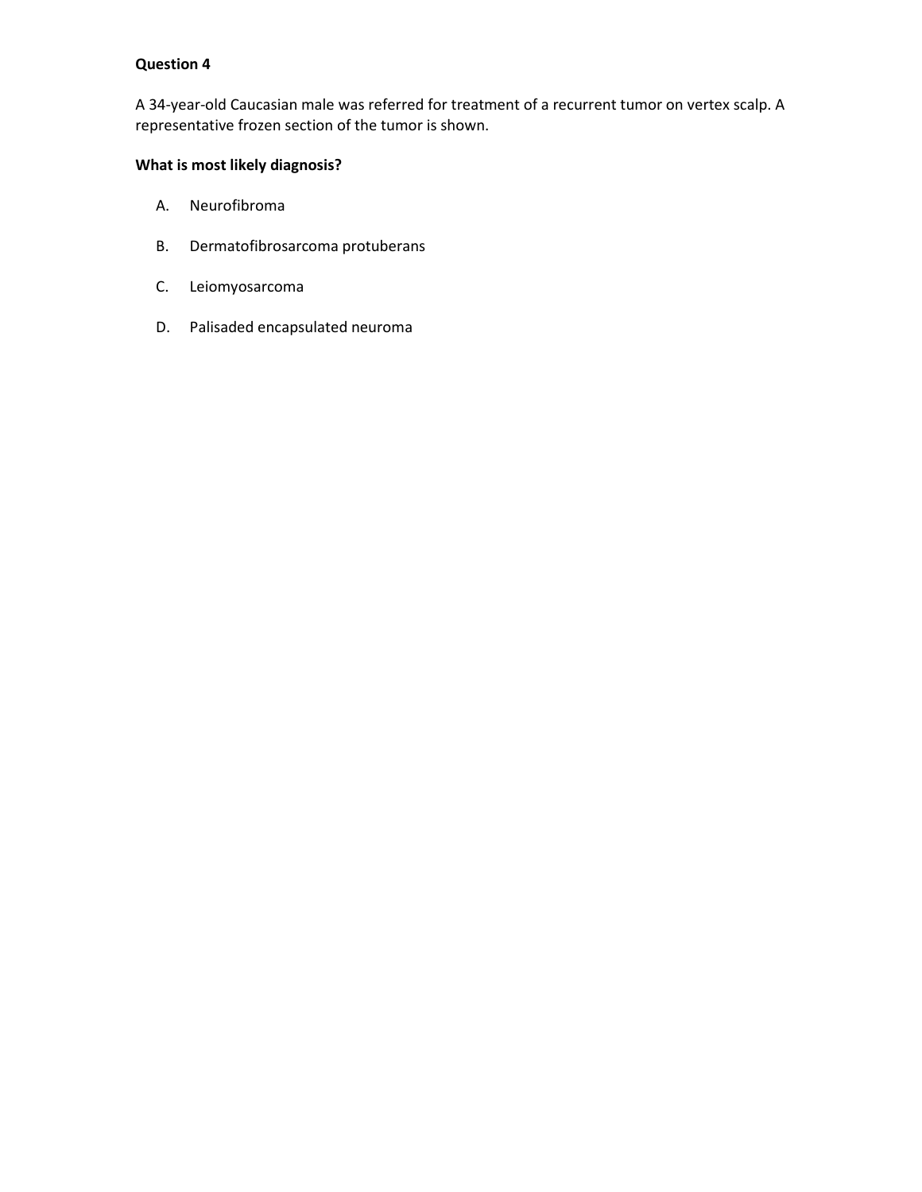**Question 4**

A 34-year-old Caucasian male was referred for treatment of a recurrent tumor on vertex scalp. A representative frozen section of the tumor is shown.

**What is most likely diagnosis?**

A. Neurofibroma

B. Dermatofibrosarcoma protuberans

C. Leiomyosarcoma

D. Palisaded encapsulated neuroma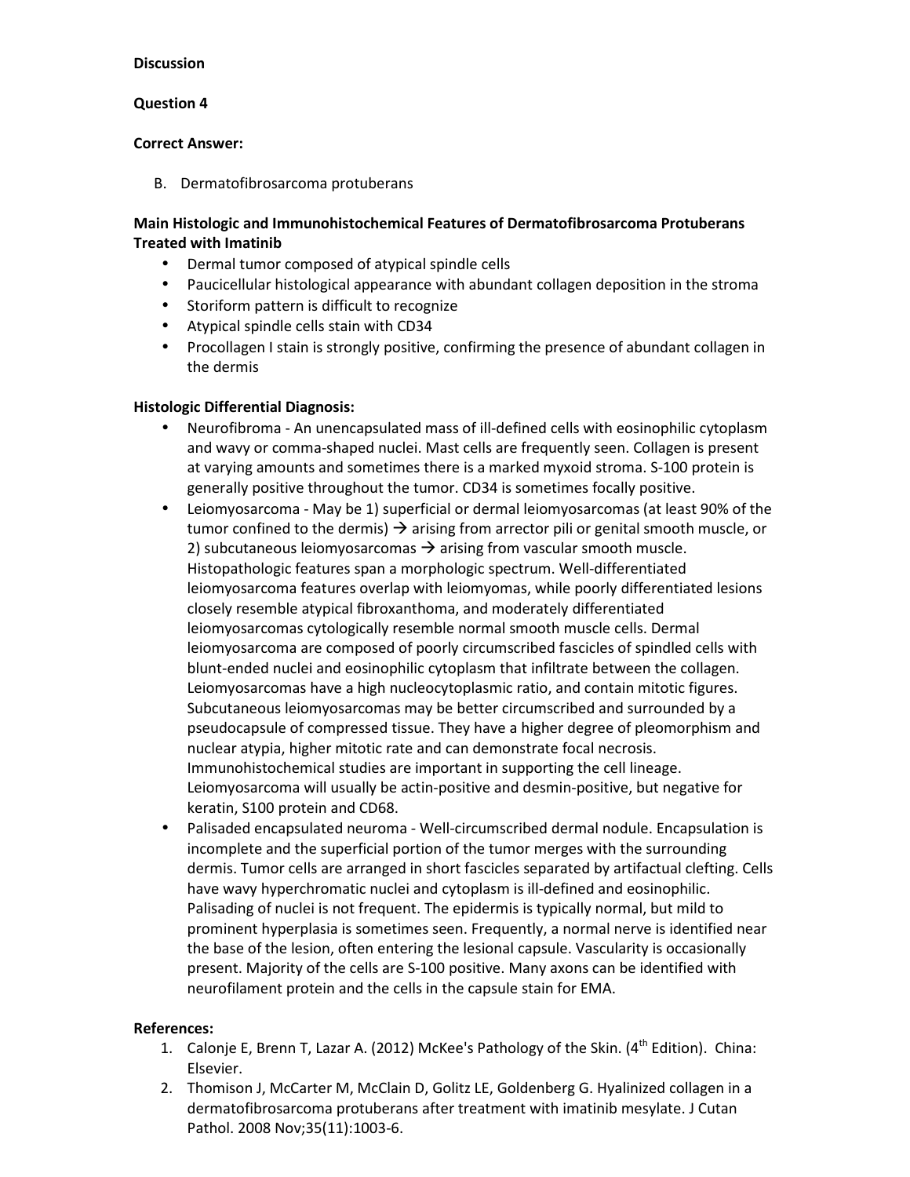**Discussion**

**Question 4**

**Correct Answer:**

B. Dermatofibrosarcoma protuberans

**Main Histologic and Immunohistochemical Features of Dermatofibrosarcoma Protuberans Treated with Imatinib**

- Dermal tumor composed of atypical spindle cells
- Paucicellular histological appearance with abundant collagen deposition in the stroma
- Storiform pattern is difficult to recognize
- Atypical spindle cells stain with CD34
- Procollagen I stain is strongly positive, confirming the presence of abundant collagen in the dermis

**Histologic Differential Diagnosis:**

- Neurofibroma - An unencapsulated mass of ill-defined cells with eosinophilic cytoplasm and wavy or comma-shaped nuclei. Mast cells are frequently seen. Collagen is present at varying amounts and sometimes there is a marked myxoid stroma. S-100 protein is generally positive throughout the tumor. CD34 is sometimes focally positive.
- Leiomyosarcoma - May be 1) superficial or dermal leiomyosarcomas (at least 90% of the tumor confined to the dermis) → arising from arrector pili or genital smooth muscle, or 2) subcutaneous leiomyosarcomas → arising from vascular smooth muscle. Histopathologic features span a morphologic spectrum. Well-differentiated leiomyosarcoma features overlap with leiomyomas, while poorly differentiated lesions closely resemble atypical fibroxanthoma, and moderately differentiated leiomyosarcomas cytologically resemble normal smooth muscle cells. Dermal leiomyosarcoma are composed of poorly circumscribed fascicles of spindled cells with blunt-ended nuclei and eosinophilic cytoplasm that infiltrate between the collagen. Leiomyosarcomas have a high nucleocytoplasmic ratio, and contain mitotic figures. Subcutaneous leiomyosarcomas may be better circumscribed and surrounded by a pseudocapsule of compressed tissue. They have a higher degree of pleomorphism and nuclear atypia, higher mitotic rate and can demonstrate focal necrosis. Immunohistochemical studies are important in supporting the cell lineage. Leiomyosarcoma will usually be actin-positive and desmin-positive, but negative for keratin, S100 protein and CD68.
- Palisaded encapsulated neuroma - Well-circumscribed dermal nodule. Encapsulation is incomplete and the superficial portion of the tumor merges with the surrounding dermis. Tumor cells are arranged in short fascicles separated by artifactual clefting. Cells have wavy hyperchromatic nuclei and cytoplasm is ill-defined and eosinophilic. Palisading of nuclei is not frequent. The epidermis is typically normal, but mild to prominent hyperplasia is sometimes seen. Frequently, a normal nerve is identified near the base of the lesion, often entering the lesional capsule. Vascularity is occasionally present. Majority of the cells are S-100 positive. Many axons can be identified with neurofilament protein and the cells in the capsule stain for EMA.

**References:**

1. Calonje E, Brenn T, Lazar A. (2012) McKee's Pathology of the Skin. (4th Edition). China: Elsevier.
2. Thomison J, McCarter M, McClain D, Golitz LE, Goldenberg G. Hyalinized collagen in a dermatofibrosarcoma protuberans after treatment with imatinib mesylate. J Cutan Pathol. 2008 Nov;35(11):1003-6.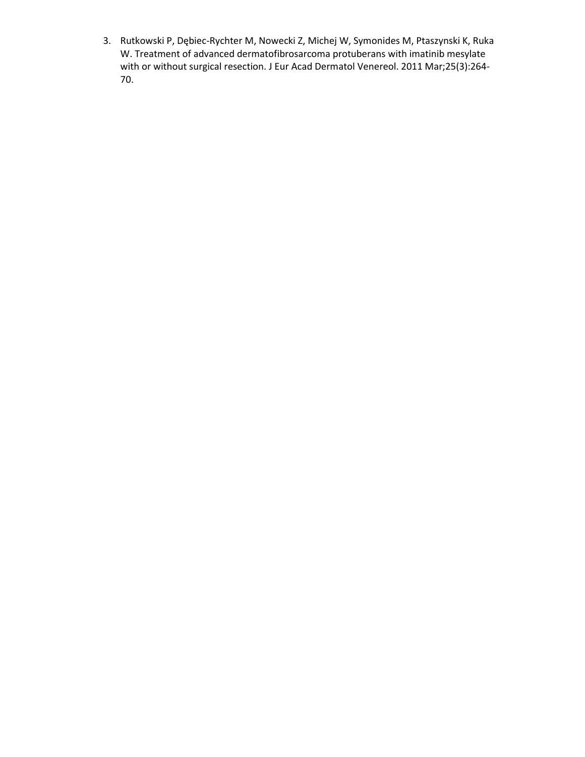3. Rutkowski P, Dębiec-Rychter M, Nowecki Z, Michej W, Symonides M, Ptaszynski K, Ruka W. Treatment of advanced dermatofibrosarcoma protuberans with imatinib mesylate with or without surgical resection. J Eur Acad Dermatol Venereol. 2011 Mar;25(3):264-70.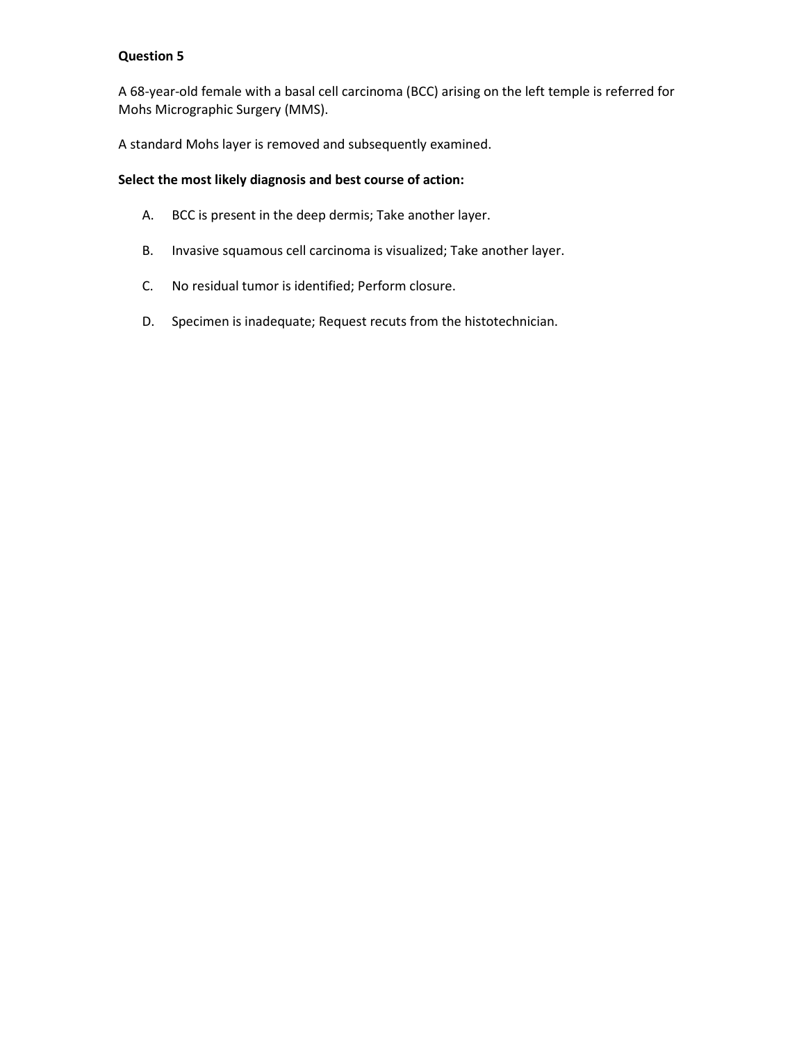**Question 5**

A 68-year-old female with a basal cell carcinoma (BCC) arising on the left temple is referred for Mohs Micrographic Surgery (MMS).

A standard Mohs layer is removed and subsequently examined.

**Select the most likely diagnosis and best course of action:**

A. BCC is present in the deep dermis; Take another layer.

B. Invasive squamous cell carcinoma is visualized; Take another layer.

C. No residual tumor is identified; Perform closure.

D. Specimen is inadequate; Request recuts from the histotechnician.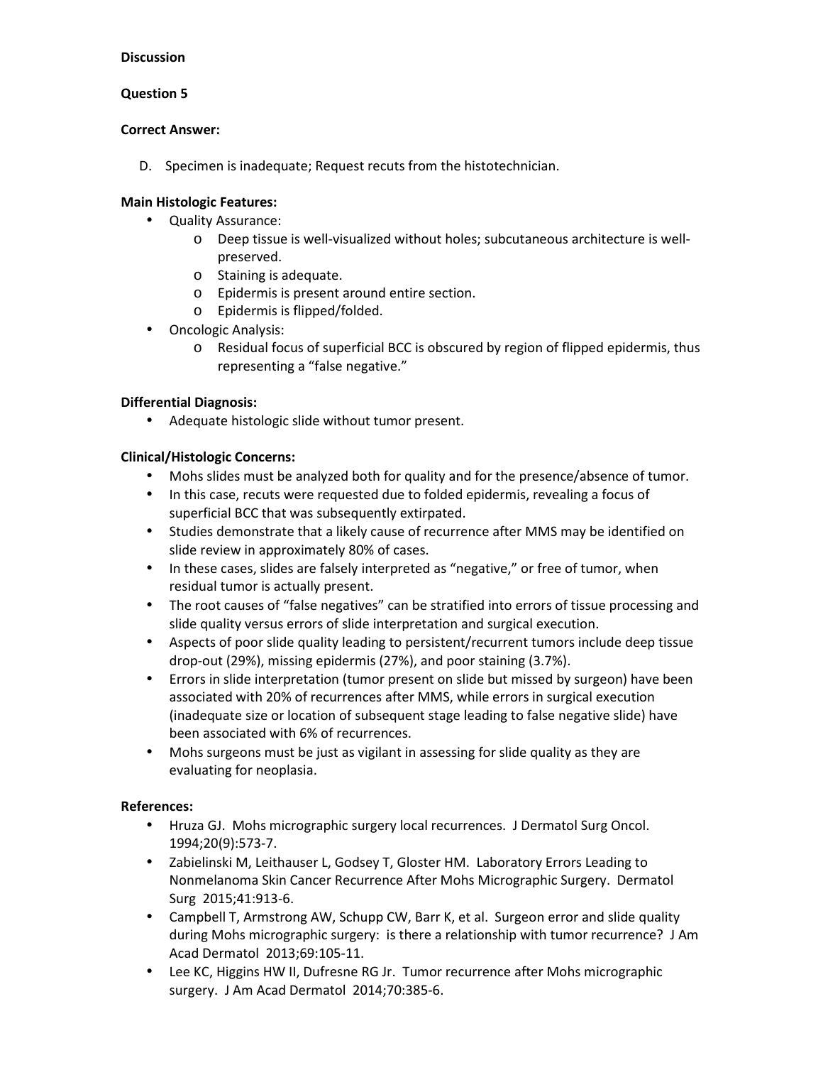**Discussion**

**Question 5**

**Correct Answer:**

D. Specimen is inadequate; Request recuts from the histotechnician.

**Main Histologic Features:**

- Quality Assurance:
  - Deep tissue is well-visualized without holes; subcutaneous architecture is well-preserved.
  - Staining is adequate.
  - Epidermis is present around entire section.
  - Epidermis is flipped/folded.
- Oncologic Analysis:
  - Residual focus of superficial BCC is obscured by region of flipped epidermis, thus representing a "false negative."

**Differential Diagnosis:**

- Adequate histologic slide without tumor present.

**Clinical/Histologic Concerns:**

- Mohs slides must be analyzed both for quality and for the presence/absence of tumor.
- In this case, recuts were requested due to folded epidermis, revealing a focus of superficial BCC that was subsequently extirpated.
- Studies demonstrate that a likely cause of recurrence after MMS may be identified on slide review in approximately 80% of cases.
- In these cases, slides are falsely interpreted as "negative," or free of tumor, when residual tumor is actually present.
- The root causes of "false negatives" can be stratified into errors of tissue processing and slide quality versus errors of slide interpretation and surgical execution.
- Aspects of poor slide quality leading to persistent/recurrent tumors include deep tissue drop-out (29%), missing epidermis (27%), and poor staining (3.7%).
- Errors in slide interpretation (tumor present on slide but missed by surgeon) have been associated with 20% of recurrences after MMS, while errors in surgical execution (inadequate size or location of subsequent stage leading to false negative slide) have been associated with 6% of recurrences.
- Mohs surgeons must be just as vigilant in assessing for slide quality as they are evaluating for neoplasia.

**References:**

- Hruza GJ. Mohs micrographic surgery local recurrences. J Dermatol Surg Oncol. 1994;20(9):573-7.
- Zabielinski M, Leithauser L, Godsey T, Gloster HM. Laboratory Errors Leading to Nonmelanoma Skin Cancer Recurrence After Mohs Micrographic Surgery. Dermatol Surg 2015;41:913-6.
- Campbell T, Armstrong AW, Schupp CW, Barr K, et al. Surgeon error and slide quality during Mohs micrographic surgery: is there a relationship with tumor recurrence? J Am Acad Dermatol 2013;69:105-11.
- Lee KC, Higgins HW II, Dufresne RG Jr. Tumor recurrence after Mohs micrographic surgery. J Am Acad Dermatol 2014;70:385-6.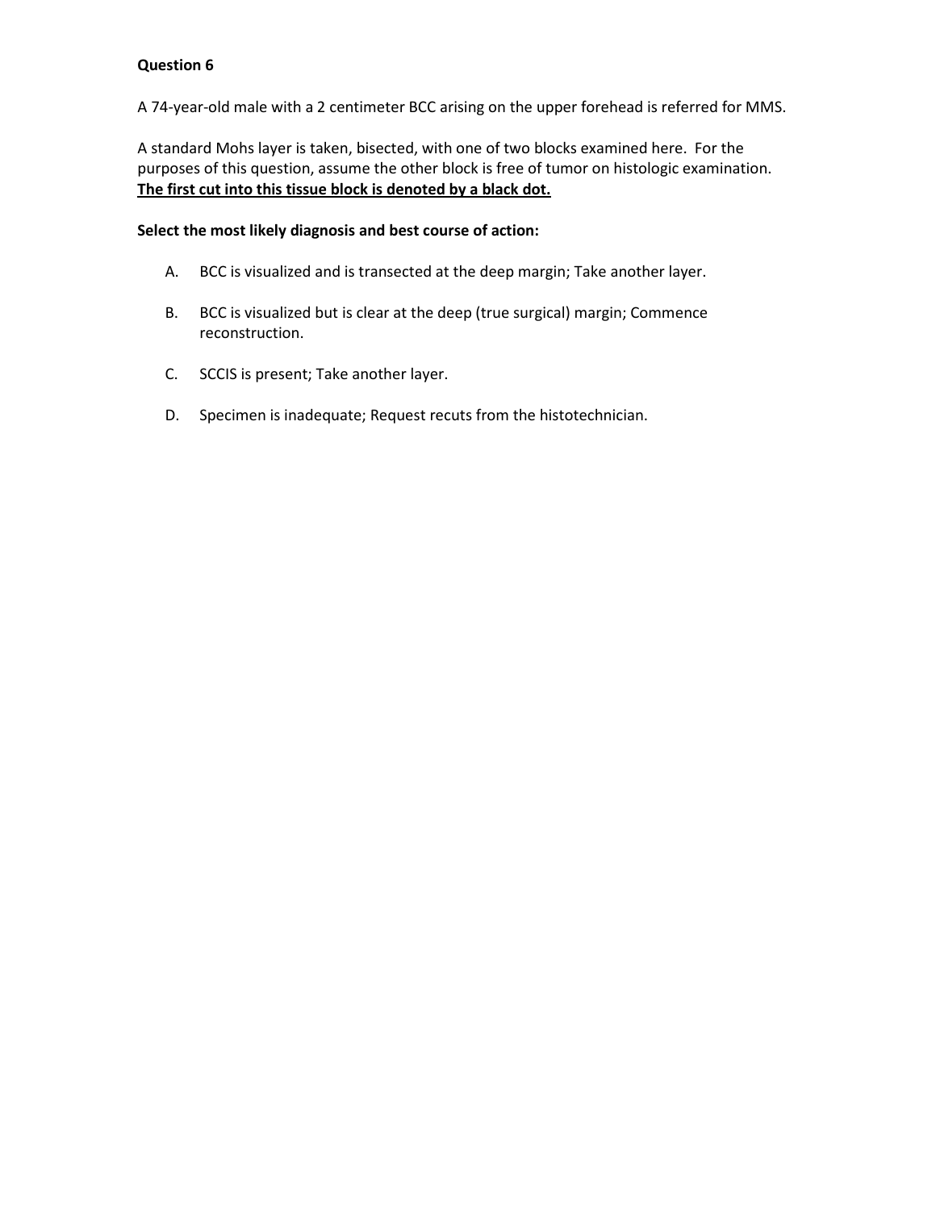**Question 6**

A 74-year-old male with a 2 centimeter BCC arising on the upper forehead is referred for MMS.

A standard Mohs layer is taken, bisected, with one of two blocks examined here. For the purposes of this question, assume the other block is free of tumor on histologic examination. **The first cut into this tissue block is denoted by a black dot.**

**Select the most likely diagnosis and best course of action:**

A. BCC is visualized and is transected at the deep margin; Take another layer.

B. BCC is visualized but is clear at the deep (true surgical) margin; Commence reconstruction.

C. SCCIS is present; Take another layer.

D. Specimen is inadequate; Request recuts from the histotechnician.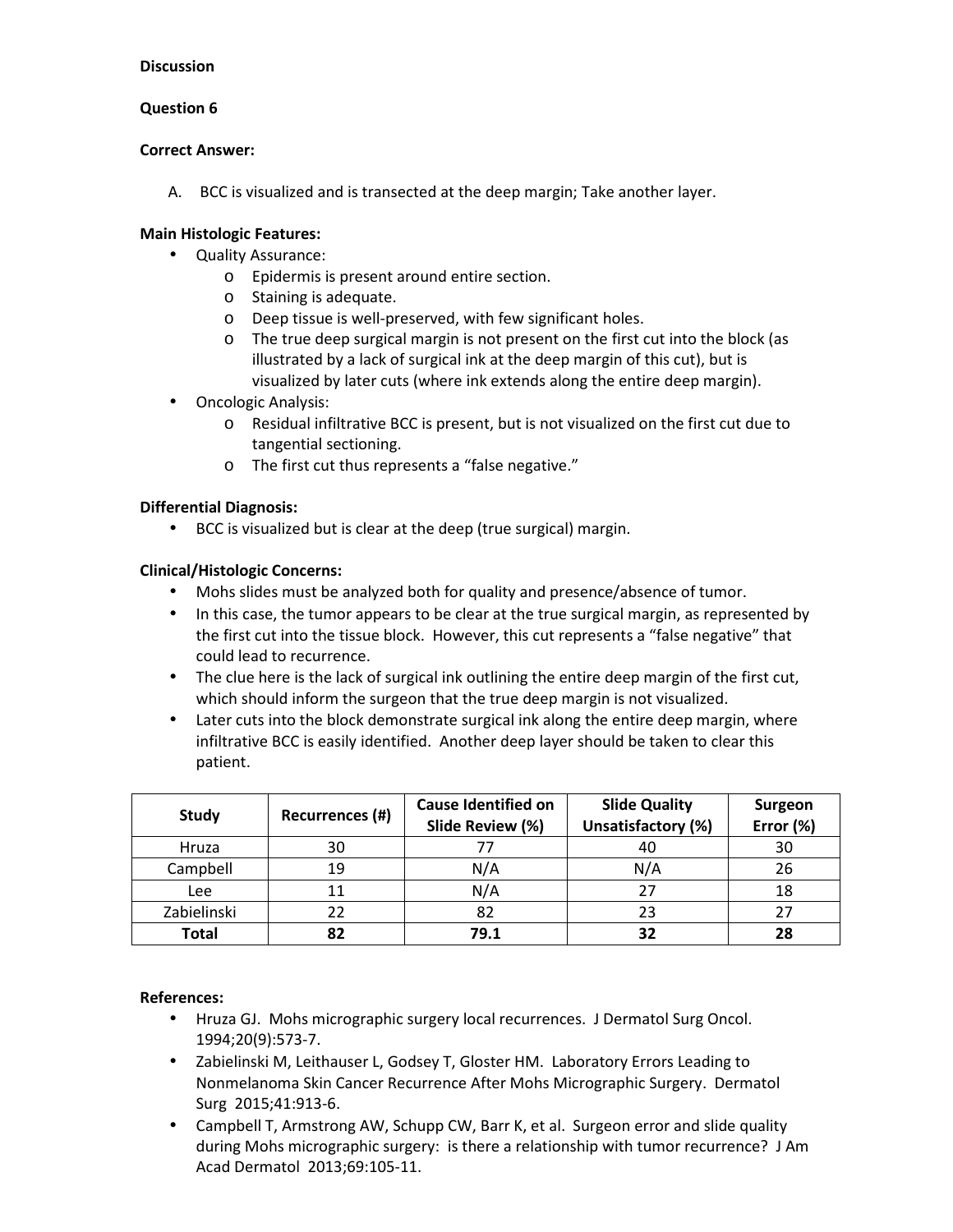**Discussion**

**Question 6**

**Correct Answer:**

A. BCC is visualized and is transected at the deep margin; Take another layer.

**Main Histologic Features:**

- Quality Assurance:
  - Epidermis is present around entire section.
  - Staining is adequate.
  - Deep tissue is well-preserved, with few significant holes.
  - The true deep surgical margin is not present on the first cut into the block (as illustrated by a lack of surgical ink at the deep margin of this cut), but is visualized by later cuts (where ink extends along the entire deep margin).
- Oncologic Analysis:
  - Residual infiltrative BCC is present, but is not visualized on the first cut due to tangential sectioning.
  - The first cut thus represents a "false negative."

**Differential Diagnosis:**

- BCC is visualized but is clear at the deep (true surgical) margin.

**Clinical/Histologic Concerns:**

- Mohs slides must be analyzed both for quality and presence/absence of tumor.
- In this case, the tumor appears to be clear at the true surgical margin, as represented by the first cut into the tissue block. However, this cut represents a "false negative" that could lead to recurrence.
- The clue here is the lack of surgical ink outlining the entire deep margin of the first cut, which should inform the surgeon that the true deep margin is not visualized.
- Later cuts into the block demonstrate surgical ink along the entire deep margin, where infiltrative BCC is easily identified. Another deep layer should be taken to clear this patient.

| Study | Recurrences (#) | Cause Identified on Slide Review (%) | Slide Quality Unsatisfactory (%) | Surgeon Error (%) |
|---|---|---|---|---|
| Hruza | 30 | 77 | 40 | 30 |
| Campbell | 19 | N/A | N/A | 26 |
| Lee | 11 | N/A | 27 | 18 |
| Zabielinski | 22 | 82 | 23 | 27 |
| **Total** | **82** | **79.1** | **32** | **28** |

**References:**

- Hruza GJ. Mohs micrographic surgery local recurrences. J Dermatol Surg Oncol. 1994;20(9):573-7.
- Zabielinski M, Leithauser L, Godsey T, Gloster HM. Laboratory Errors Leading to Nonmelanoma Skin Cancer Recurrence After Mohs Micrographic Surgery. Dermatol Surg 2015;41:913-6.
- Campbell T, Armstrong AW, Schupp CW, Barr K, et al. Surgeon error and slide quality during Mohs micrographic surgery: is there a relationship with tumor recurrence? J Am Acad Dermatol 2013;69:105-11.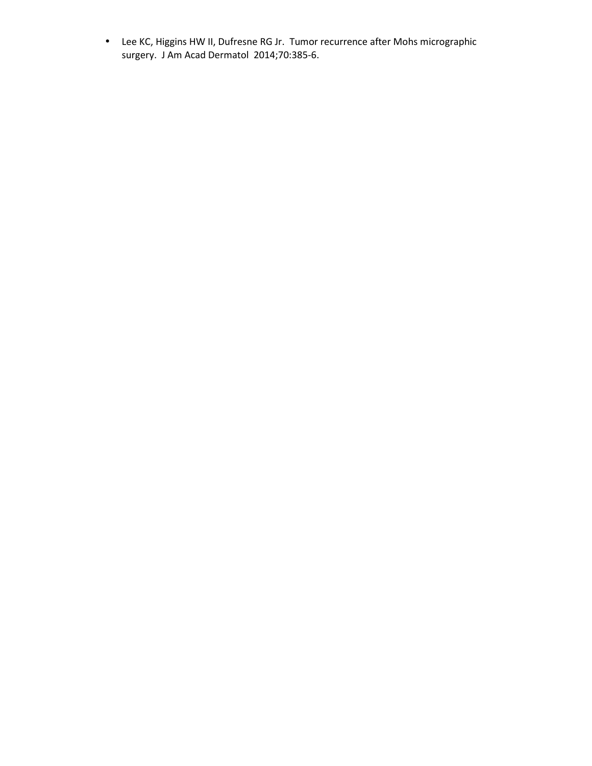- Lee KC, Higgins HW II, Dufresne RG Jr. Tumor recurrence after Mohs micrographic surgery. J Am Acad Dermatol 2014;70:385-6.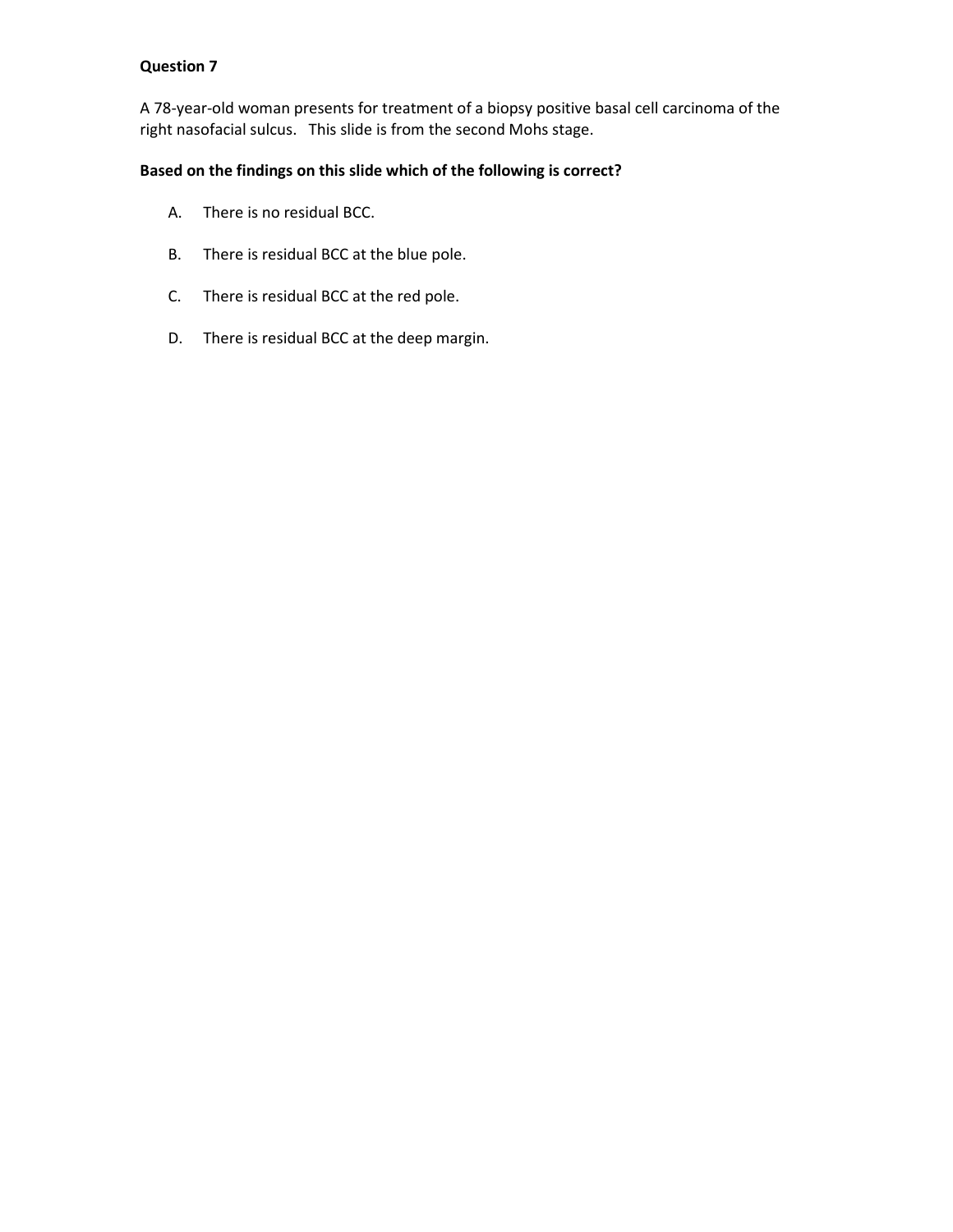**Question 7**

A 78-year-old woman presents for treatment of a biopsy positive basal cell carcinoma of the right nasofacial sulcus.   This slide is from the second Mohs stage.

**Based on the findings on this slide which of the following is correct?**

A. There is no residual BCC.

B. There is residual BCC at the blue pole.

C. There is residual BCC at the red pole.

D. There is residual BCC at the deep margin.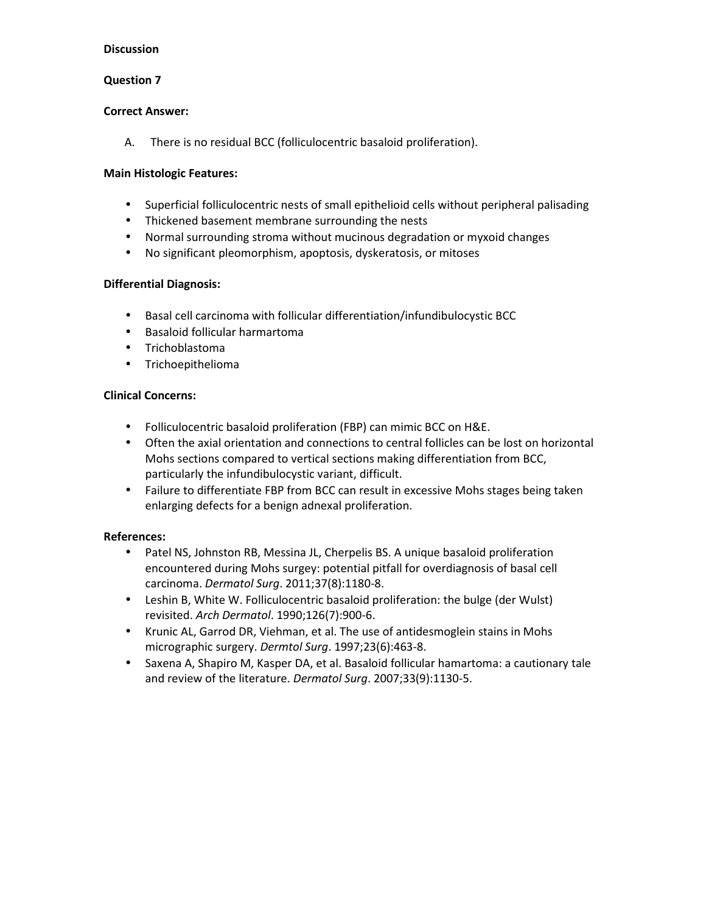**Discussion**

**Question 7**

**Correct Answer:**

A. There is no residual BCC (folliculocentric basaloid proliferation).

**Main Histologic Features:**

- Superficial folliculocentric nests of small epithelioid cells without peripheral palisading
- Thickened basement membrane surrounding the nests
- Normal surrounding stroma without mucinous degradation or myxoid changes
- No significant pleomorphism, apoptosis, dyskeratosis, or mitoses

**Differential Diagnosis:**

- Basal cell carcinoma with follicular differentiation/infundibulocystic BCC
- Basaloid follicular harmartoma
- Trichoblastoma
- Trichoepithelioma

**Clinical Concerns:**

- Folliculocentric basaloid proliferation (FBP) can mimic BCC on H&E.
- Often the axial orientation and connections to central follicles can be lost on horizontal Mohs sections compared to vertical sections making differentiation from BCC, particularly the infundibulocystic variant, difficult.
- Failure to differentiate FBP from BCC can result in excessive Mohs stages being taken enlarging defects for a benign adnexal proliferation.

**References:**

- Patel NS, Johnston RB, Messina JL, Cherpelis BS. A unique basaloid proliferation encountered during Mohs surgey: potential pitfall for overdiagnosis of basal cell carcinoma. *Dermatol Surg*. 2011;37(8):1180-8.
- Leshin B, White W. Folliculocentric basaloid proliferation: the bulge (der Wulst) revisited. *Arch Dermatol*. 1990;126(7):900-6.
- Krunic AL, Garrod DR, Viehman, et al. The use of antidesmoglein stains in Mohs micrographic surgery. *Dermtol Surg*. 1997;23(6):463-8.
- Saxena A, Shapiro M, Kasper DA, et al. Basaloid follicular hamartoma: a cautionary tale and review of the literature. *Dermatol Surg*. 2007;33(9):1130-5.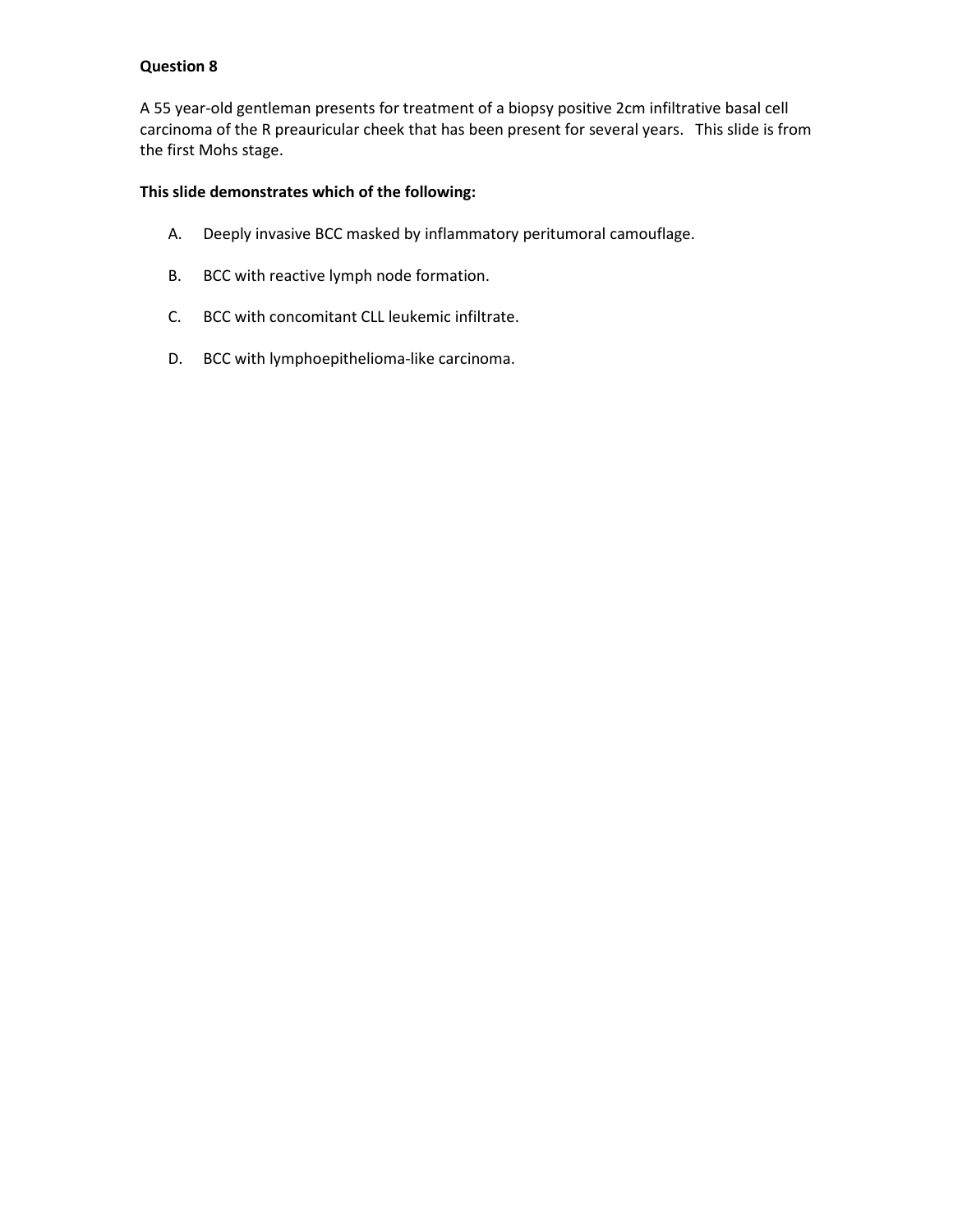**Question 8**

A 55 year-old gentleman presents for treatment of a biopsy positive 2cm infiltrative basal cell carcinoma of the R preauricular cheek that has been present for several years.   This slide is from the first Mohs stage.

**This slide demonstrates which of the following:**

A. Deeply invasive BCC masked by inflammatory peritumoral camouflage.

B. BCC with reactive lymph node formation.

C. BCC with concomitant CLL leukemic infiltrate.

D. BCC with lymphoepithelioma-like carcinoma.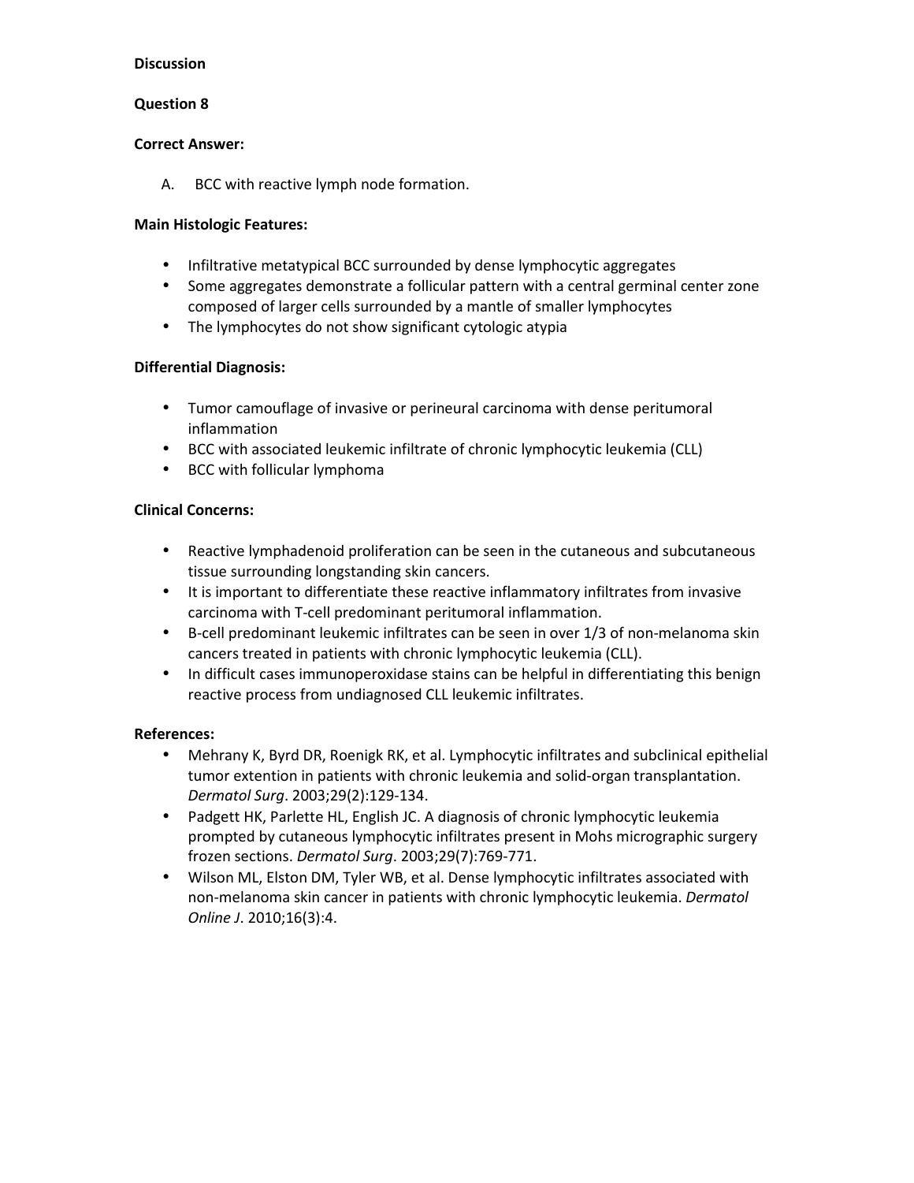**Discussion**

**Question 8**

**Correct Answer:**

A. BCC with reactive lymph node formation.

**Main Histologic Features:**

- Infiltrative metatypical BCC surrounded by dense lymphocytic aggregates
- Some aggregates demonstrate a follicular pattern with a central germinal center zone composed of larger cells surrounded by a mantle of smaller lymphocytes
- The lymphocytes do not show significant cytologic atypia

**Differential Diagnosis:**

- Tumor camouflage of invasive or perineural carcinoma with dense peritumoral inflammation
- BCC with associated leukemic infiltrate of chronic lymphocytic leukemia (CLL)
- BCC with follicular lymphoma

**Clinical Concerns:**

- Reactive lymphadenoid proliferation can be seen in the cutaneous and subcutaneous tissue surrounding longstanding skin cancers.
- It is important to differentiate these reactive inflammatory infiltrates from invasive carcinoma with T-cell predominant peritumoral inflammation.
- B-cell predominant leukemic infiltrates can be seen in over 1/3 of non-melanoma skin cancers treated in patients with chronic lymphocytic leukemia (CLL).
- In difficult cases immunoperoxidase stains can be helpful in differentiating this benign reactive process from undiagnosed CLL leukemic infiltrates.

**References:**

- Mehrany K, Byrd DR, Roenigk RK, et al. Lymphocytic infiltrates and subclinical epithelial tumor extention in patients with chronic leukemia and solid-organ transplantation. *Dermatol Surg*. 2003;29(2):129-134.
- Padgett HK, Parlette HL, English JC. A diagnosis of chronic lymphocytic leukemia prompted by cutaneous lymphocytic infiltrates present in Mohs micrographic surgery frozen sections. *Dermatol Surg*. 2003;29(7):769-771.
- Wilson ML, Elston DM, Tyler WB, et al. Dense lymphocytic infiltrates associated with non-melanoma skin cancer in patients with chronic lymphocytic leukemia. *Dermatol Online J*. 2010;16(3):4.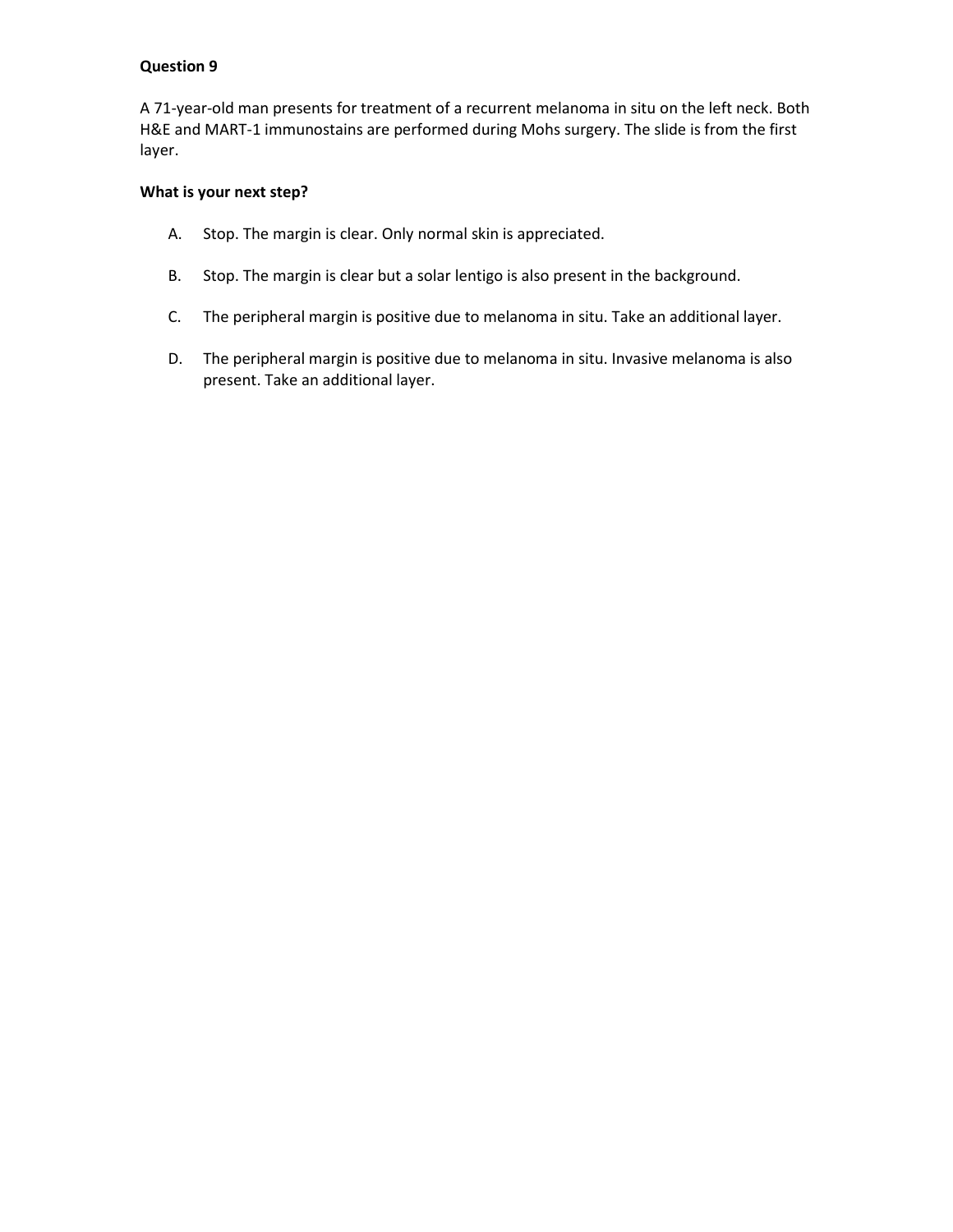**Question 9**

A 71-year-old man presents for treatment of a recurrent melanoma in situ on the left neck. Both H&E and MART-1 immunostains are performed during Mohs surgery. The slide is from the first layer.

**What is your next step?**

A. Stop. The margin is clear. Only normal skin is appreciated.

B. Stop. The margin is clear but a solar lentigo is also present in the background.

C. The peripheral margin is positive due to melanoma in situ. Take an additional layer.

D. The peripheral margin is positive due to melanoma in situ. Invasive melanoma is also present. Take an additional layer.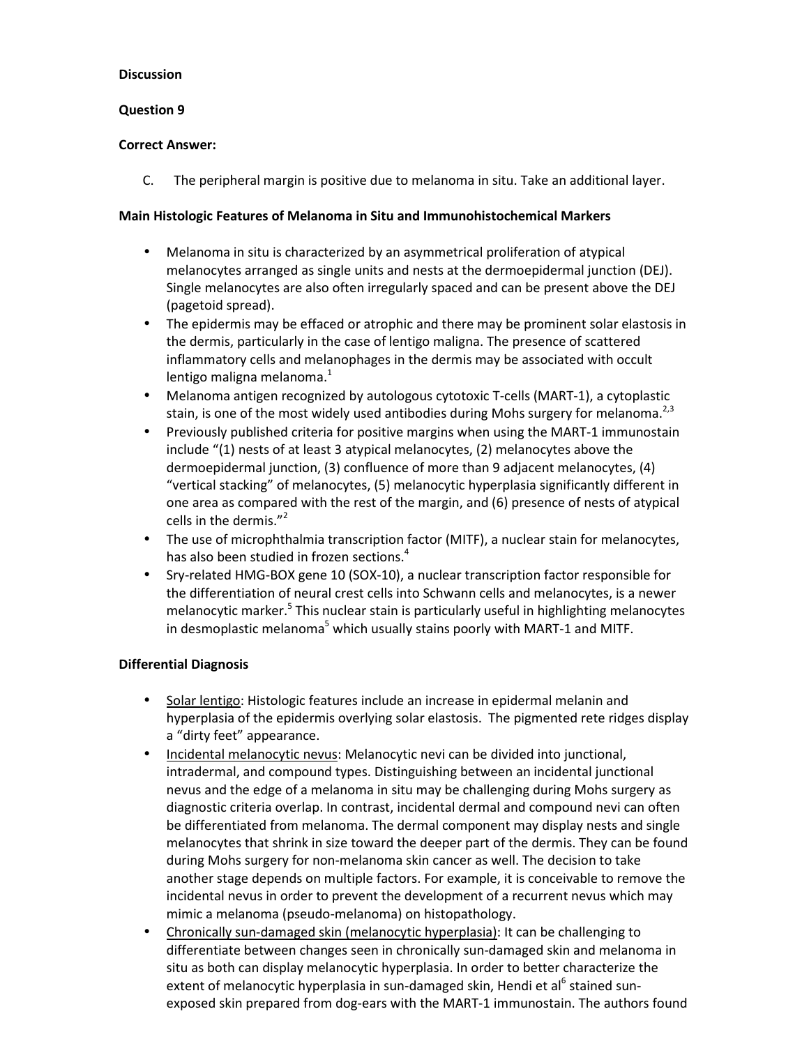**Discussion**

**Question 9**

**Correct Answer:**

C. The peripheral margin is positive due to melanoma in situ. Take an additional layer.

**Main Histologic Features of Melanoma in Situ and Immunohistochemical Markers**

- Melanoma in situ is characterized by an asymmetrical proliferation of atypical melanocytes arranged as single units and nests at the dermoepidermal junction (DEJ). Single melanocytes are also often irregularly spaced and can be present above the DEJ (pagetoid spread).
- The epidermis may be effaced or atrophic and there may be prominent solar elastosis in the dermis, particularly in the case of lentigo maligna. The presence of scattered inflammatory cells and melanophages in the dermis may be associated with occult lentigo maligna melanoma.[1]
- Melanoma antigen recognized by autologous cytotoxic T-cells (MART-1), a cytoplastic stain, is one of the most widely used antibodies during Mohs surgery for melanoma.[2,3]
- Previously published criteria for positive margins when using the MART-1 immunostain include "(1) nests of at least 3 atypical melanocytes, (2) melanocytes above the dermoepidermal junction, (3) confluence of more than 9 adjacent melanocytes, (4) "vertical stacking" of melanocytes, (5) melanocytic hyperplasia significantly different in one area as compared with the rest of the margin, and (6) presence of nests of atypical cells in the dermis."[2]
- The use of microphthalmia transcription factor (MITF), a nuclear stain for melanocytes, has also been studied in frozen sections.[4]
- Sry-related HMG-BOX gene 10 (SOX-10), a nuclear transcription factor responsible for the differentiation of neural crest cells into Schwann cells and melanocytes, is a newer melanocytic marker.[5] This nuclear stain is particularly useful in highlighting melanocytes in desmoplastic melanoma[5] which usually stains poorly with MART-1 and MITF.

**Differential Diagnosis**

- Solar lentigo: Histologic features include an increase in epidermal melanin and hyperplasia of the epidermis overlying solar elastosis. The pigmented rete ridges display a "dirty feet" appearance.
- Incidental melanocytic nevus: Melanocytic nevi can be divided into junctional, intradermal, and compound types. Distinguishing between an incidental junctional nevus and the edge of a melanoma in situ may be challenging during Mohs surgery as diagnostic criteria overlap. In contrast, incidental dermal and compound nevi can often be differentiated from melanoma. The dermal component may display nests and single melanocytes that shrink in size toward the deeper part of the dermis. They can be found during Mohs surgery for non-melanoma skin cancer as well. The decision to take another stage depends on multiple factors. For example, it is conceivable to remove the incidental nevus in order to prevent the development of a recurrent nevus which may mimic a melanoma (pseudo-melanoma) on histopathology.
- Chronically sun-damaged skin (melanocytic hyperplasia): It can be challenging to differentiate between changes seen in chronically sun-damaged skin and melanoma in situ as both can display melanocytic hyperplasia. In order to better characterize the extent of melanocytic hyperplasia in sun-damaged skin, Hendi et al[6] stained sun-exposed skin prepared from dog-ears with the MART-1 immunostain. The authors found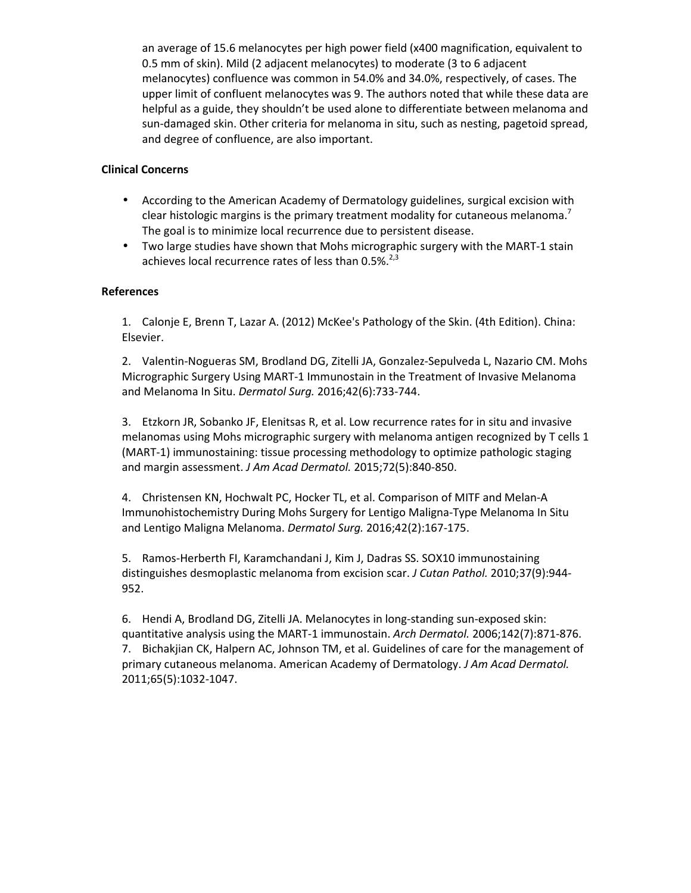an average of 15.6 melanocytes per high power field (x400 magnification, equivalent to 0.5 mm of skin). Mild (2 adjacent melanocytes) to moderate (3 to 6 adjacent melanocytes) confluence was common in 54.0% and 34.0%, respectively, of cases. The upper limit of confluent melanocytes was 9. The authors noted that while these data are helpful as a guide, they shouldn't be used alone to differentiate between melanoma and sun-damaged skin. Other criteria for melanoma in situ, such as nesting, pagetoid spread, and degree of confluence, are also important.

**Clinical Concerns**

- According to the American Academy of Dermatology guidelines, surgical excision with clear histologic margins is the primary treatment modality for cutaneous melanoma.[7] The goal is to minimize local recurrence due to persistent disease.
- Two large studies have shown that Mohs micrographic surgery with the MART-1 stain achieves local recurrence rates of less than 0.5%.[2,3]

**References**

1. Calonje E, Brenn T, Lazar A. (2012) McKee's Pathology of the Skin. (4th Edition). China: Elsevier.

2. Valentin-Nogueras SM, Brodland DG, Zitelli JA, Gonzalez-Sepulveda L, Nazario CM. Mohs Micrographic Surgery Using MART-1 Immunostain in the Treatment of Invasive Melanoma and Melanoma In Situ. *Dermatol Surg.* 2016;42(6):733-744.

3. Etzkorn JR, Sobanko JF, Elenitsas R, et al. Low recurrence rates for in situ and invasive melanomas using Mohs micrographic surgery with melanoma antigen recognized by T cells 1 (MART-1) immunostaining: tissue processing methodology to optimize pathologic staging and margin assessment. *J Am Acad Dermatol.* 2015;72(5):840-850.

4. Christensen KN, Hochwalt PC, Hocker TL, et al. Comparison of MITF and Melan-A Immunohistochemistry During Mohs Surgery for Lentigo Maligna-Type Melanoma In Situ and Lentigo Maligna Melanoma. *Dermatol Surg.* 2016;42(2):167-175.

5. Ramos-Herberth FI, Karamchandani J, Kim J, Dadras SS. SOX10 immunostaining distinguishes desmoplastic melanoma from excision scar. *J Cutan Pathol.* 2010;37(9):944-952.

6. Hendi A, Brodland DG, Zitelli JA. Melanocytes in long-standing sun-exposed skin: quantitative analysis using the MART-1 immunostain. *Arch Dermatol.* 2006;142(7):871-876.

7. Bichakjian CK, Halpern AC, Johnson TM, et al. Guidelines of care for the management of primary cutaneous melanoma. American Academy of Dermatology. *J Am Acad Dermatol.* 2011;65(5):1032-1047.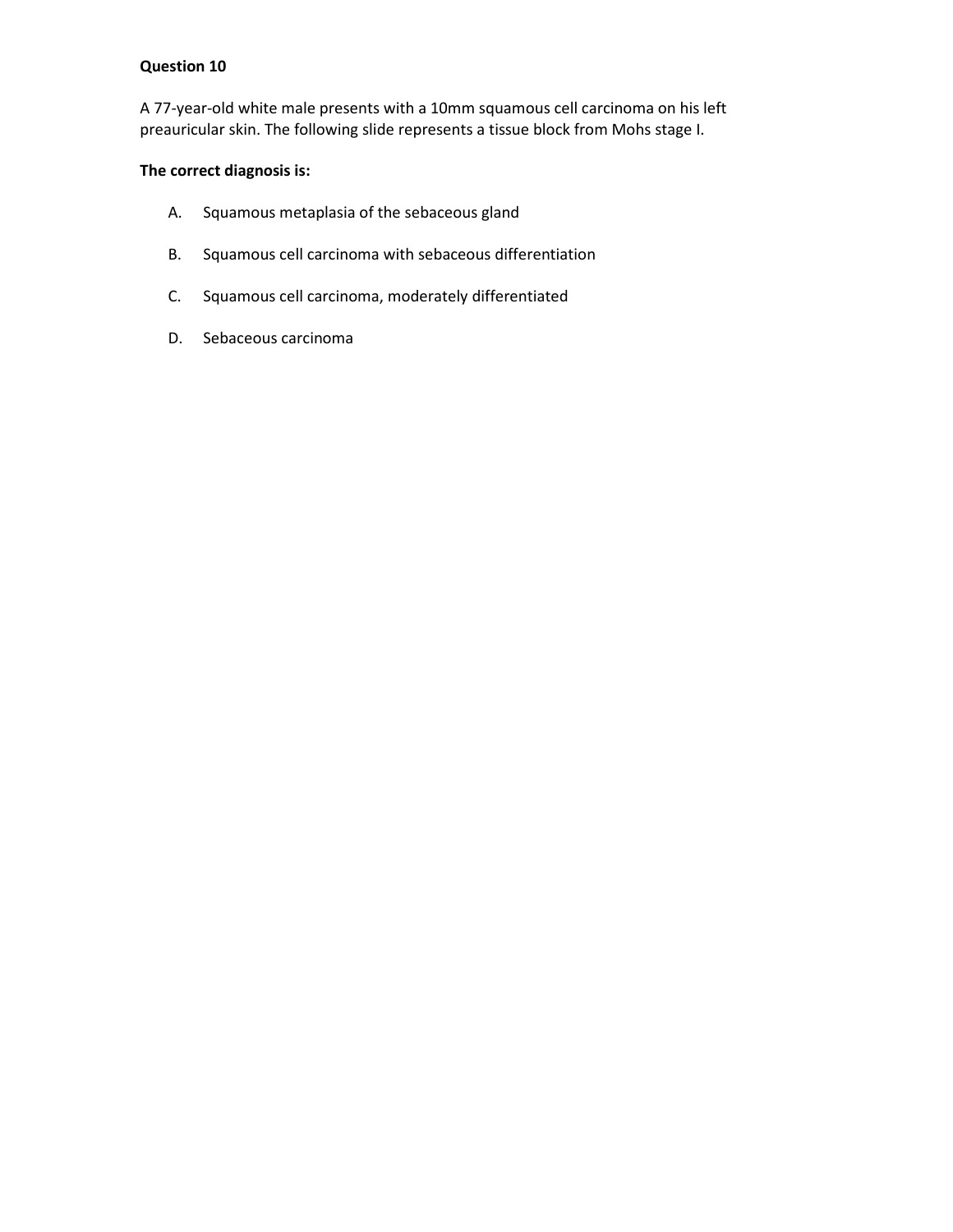**Question 10**

A 77-year-old white male presents with a 10mm squamous cell carcinoma on his left preauricular skin. The following slide represents a tissue block from Mohs stage I.

**The correct diagnosis is:**

A. Squamous metaplasia of the sebaceous gland

B. Squamous cell carcinoma with sebaceous differentiation

C. Squamous cell carcinoma, moderately differentiated

D. Sebaceous carcinoma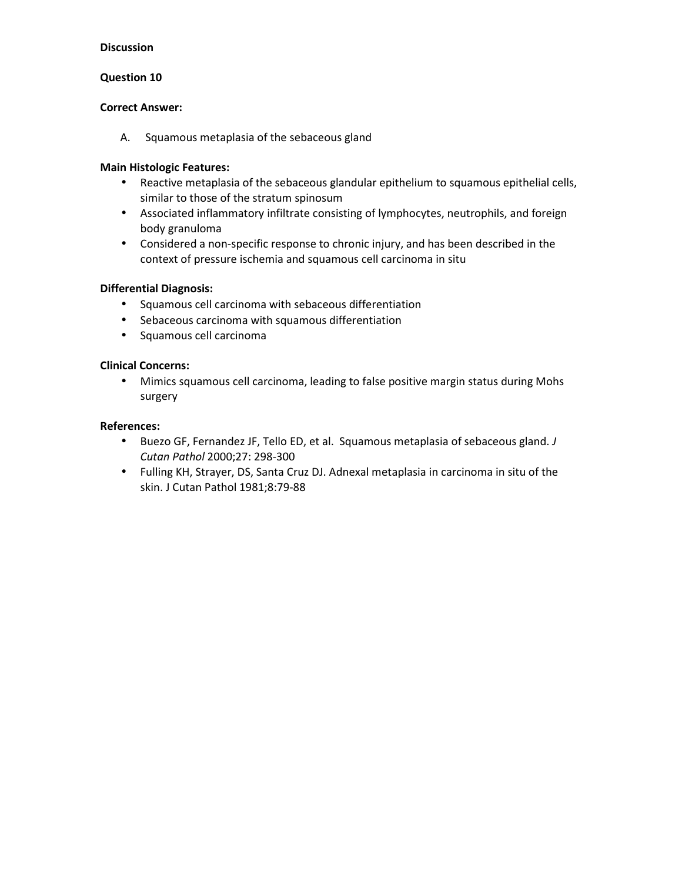**Discussion**

**Question 10**

**Correct Answer:**

A. Squamous metaplasia of the sebaceous gland

**Main Histologic Features:**

- Reactive metaplasia of the sebaceous glandular epithelium to squamous epithelial cells, similar to those of the stratum spinosum
- Associated inflammatory infiltrate consisting of lymphocytes, neutrophils, and foreign body granuloma
- Considered a non-specific response to chronic injury, and has been described in the context of pressure ischemia and squamous cell carcinoma in situ

**Differential Diagnosis:**

- Squamous cell carcinoma with sebaceous differentiation
- Sebaceous carcinoma with squamous differentiation
- Squamous cell carcinoma

**Clinical Concerns:**

- Mimics squamous cell carcinoma, leading to false positive margin status during Mohs surgery

**References:**

- Buezo GF, Fernandez JF, Tello ED, et al. Squamous metaplasia of sebaceous gland. *J Cutan Pathol* 2000;27: 298-300
- Fulling KH, Strayer, DS, Santa Cruz DJ. Adnexal metaplasia in carcinoma in situ of the skin. J Cutan Pathol 1981;8:79-88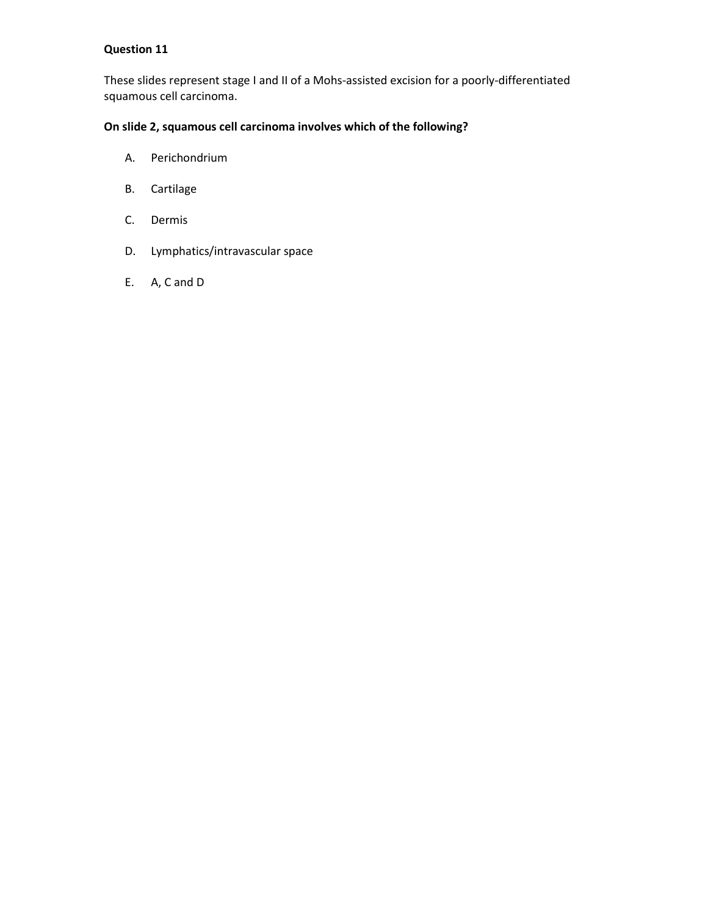**Question 11**

These slides represent stage I and II of a Mohs-assisted excision for a poorly-differentiated squamous cell carcinoma.

**On slide 2, squamous cell carcinoma involves which of the following?**

A. Perichondrium

B. Cartilage

C. Dermis

D. Lymphatics/intravascular space

E. A, C and D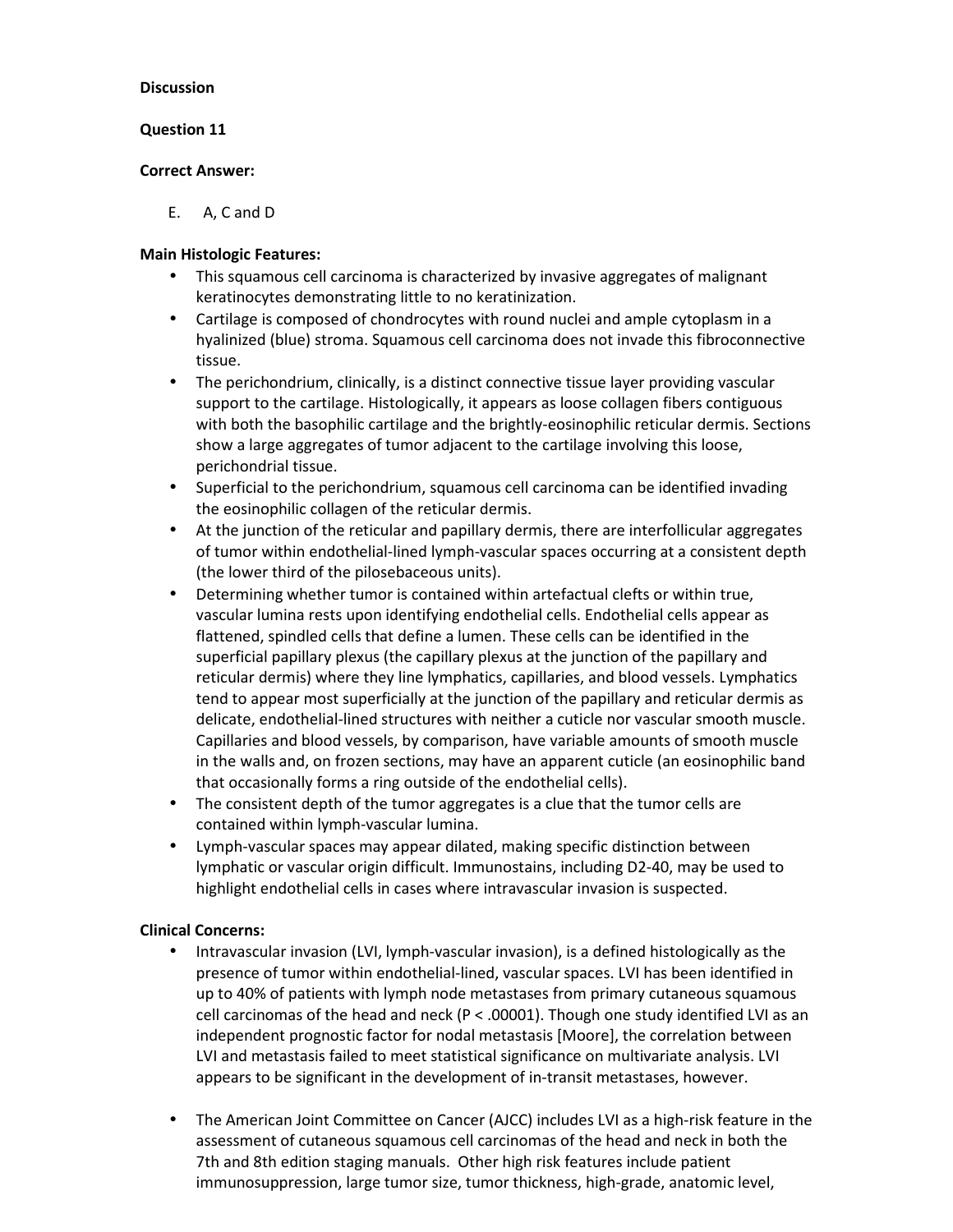**Discussion**

**Question 11**

**Correct Answer:**

E. A, C and D

**Main Histologic Features:**

- This squamous cell carcinoma is characterized by invasive aggregates of malignant keratinocytes demonstrating little to no keratinization.
- Cartilage is composed of chondrocytes with round nuclei and ample cytoplasm in a hyalinized (blue) stroma. Squamous cell carcinoma does not invade this fibroconnective tissue.
- The perichondrium, clinically, is a distinct connective tissue layer providing vascular support to the cartilage. Histologically, it appears as loose collagen fibers contiguous with both the basophilic cartilage and the brightly-eosinophilic reticular dermis. Sections show a large aggregates of tumor adjacent to the cartilage involving this loose, perichondrial tissue.
- Superficial to the perichondrium, squamous cell carcinoma can be identified invading the eosinophilic collagen of the reticular dermis.
- At the junction of the reticular and papillary dermis, there are interfollicular aggregates of tumor within endothelial-lined lymph-vascular spaces occurring at a consistent depth (the lower third of the pilosebaceous units).
- Determining whether tumor is contained within artefactual clefts or within true, vascular lumina rests upon identifying endothelial cells. Endothelial cells appear as flattened, spindled cells that define a lumen. These cells can be identified in the superficial papillary plexus (the capillary plexus at the junction of the papillary and reticular dermis) where they line lymphatics, capillaries, and blood vessels. Lymphatics tend to appear most superficially at the junction of the papillary and reticular dermis as delicate, endothelial-lined structures with neither a cuticle nor vascular smooth muscle. Capillaries and blood vessels, by comparison, have variable amounts of smooth muscle in the walls and, on frozen sections, may have an apparent cuticle (an eosinophilic band that occasionally forms a ring outside of the endothelial cells).
- The consistent depth of the tumor aggregates is a clue that the tumor cells are contained within lymph-vascular lumina.
- Lymph-vascular spaces may appear dilated, making specific distinction between lymphatic or vascular origin difficult. Immunostains, including D2-40, may be used to highlight endothelial cells in cases where intravascular invasion is suspected.

**Clinical Concerns:**

- Intravascular invasion (LVI, lymph-vascular invasion), is a defined histologically as the presence of tumor within endothelial-lined, vascular spaces. LVI has been identified in up to 40% of patients with lymph node metastases from primary cutaneous squamous cell carcinomas of the head and neck ($P < .00001$). Though one study identified LVI as an independent prognostic factor for nodal metastasis [Moore], the correlation between LVI and metastasis failed to meet statistical significance on multivariate analysis. LVI appears to be significant in the development of in-transit metastases, however.

- The American Joint Committee on Cancer (AJCC) includes LVI as a high-risk feature in the assessment of cutaneous squamous cell carcinomas of the head and neck in both the 7th and 8th edition staging manuals. Other high risk features include patient immunosuppression, large tumor size, tumor thickness, high-grade, anatomic level,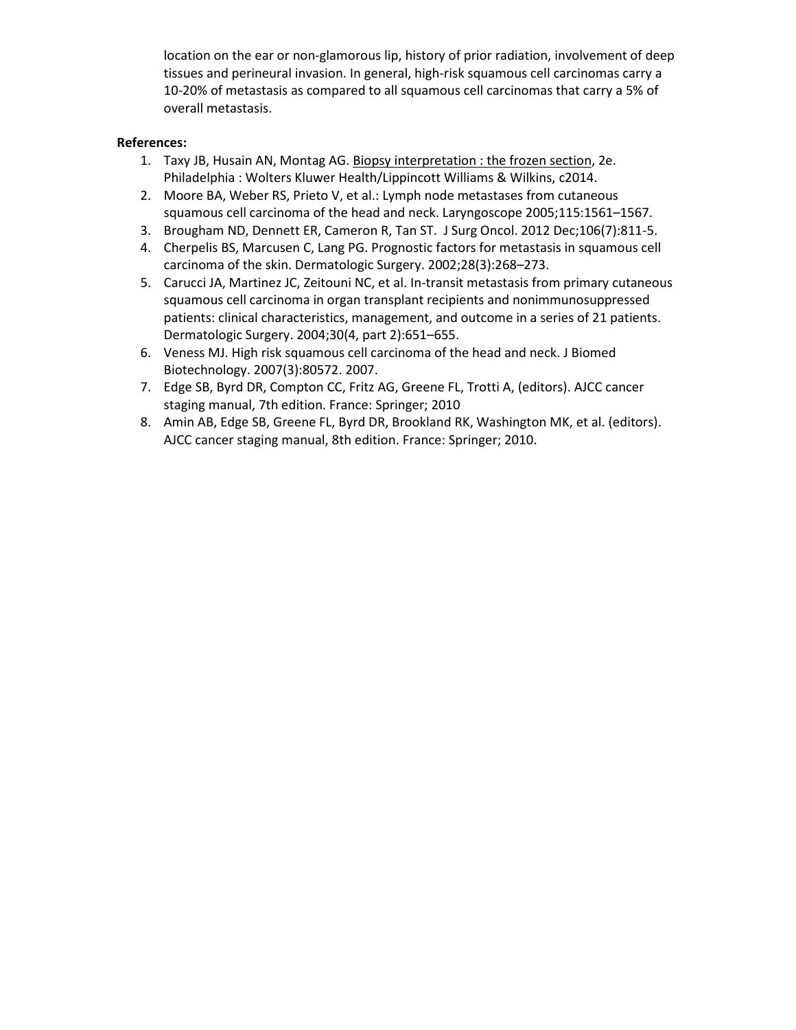location on the ear or non-glamorous lip, history of prior radiation, involvement of deep tissues and perineural invasion. In general, high-risk squamous cell carcinomas carry a 10-20% of metastasis as compared to all squamous cell carcinomas that carry a 5% of overall metastasis.

**References:**

1. Taxy JB, Husain AN, Montag AG. Biopsy interpretation : the frozen section, 2e. Philadelphia : Wolters Kluwer Health/Lippincott Williams & Wilkins, c2014.
2. Moore BA, Weber RS, Prieto V, et al.: Lymph node metastases from cutaneous squamous cell carcinoma of the head and neck. Laryngoscope 2005;115:1561–1567.
3. Brougham ND, Dennett ER, Cameron R, Tan ST. J Surg Oncol. 2012 Dec;106(7):811-5.
4. Cherpelis BS, Marcusen C, Lang PG. Prognostic factors for metastasis in squamous cell carcinoma of the skin. Dermatologic Surgery. 2002;28(3):268–273.
5. Carucci JA, Martinez JC, Zeitouni NC, et al. In-transit metastasis from primary cutaneous squamous cell carcinoma in organ transplant recipients and nonimmunosuppressed patients: clinical characteristics, management, and outcome in a series of 21 patients. Dermatologic Surgery. 2004;30(4, part 2):651–655.
6. Veness MJ. High risk squamous cell carcinoma of the head and neck. J Biomed Biotechnology. 2007(3):80572. 2007.
7. Edge SB, Byrd DR, Compton CC, Fritz AG, Greene FL, Trotti A, (editors). AJCC cancer staging manual, 7th edition. France: Springer; 2010
8. Amin AB, Edge SB, Greene FL, Byrd DR, Brookland RK, Washington MK, et al. (editors). AJCC cancer staging manual, 8th edition. France: Springer; 2010.